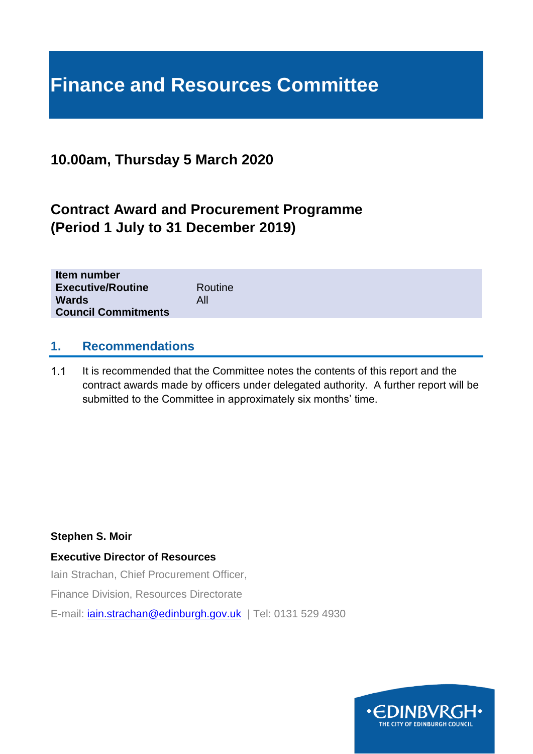# Finance and Resources Committee

## 10.00am, Thursday 5 March 2020

## Contract Award and Procurement Programme (Period 1 July to 31 December 2019)

| | |
|---|---|
| **Item number** | |
| **Executive/Routine** | Routine |
| **Wards** | All |
| **Council Commitments** | |

## 1. Recommendations

1.1 It is recommended that the Committee notes the contents of this report and the contract awards made by officers under delegated authority. A further report will be submitted to the Committee in approximately six months' time.

**Stephen S. Moir**

**Executive Director of Resources**

Iain Strachan, Chief Procurement Officer,

Finance Division, Resources Directorate

E-mail: iain.strachan@edinburgh.gov.uk | Tel: 0131 529 4930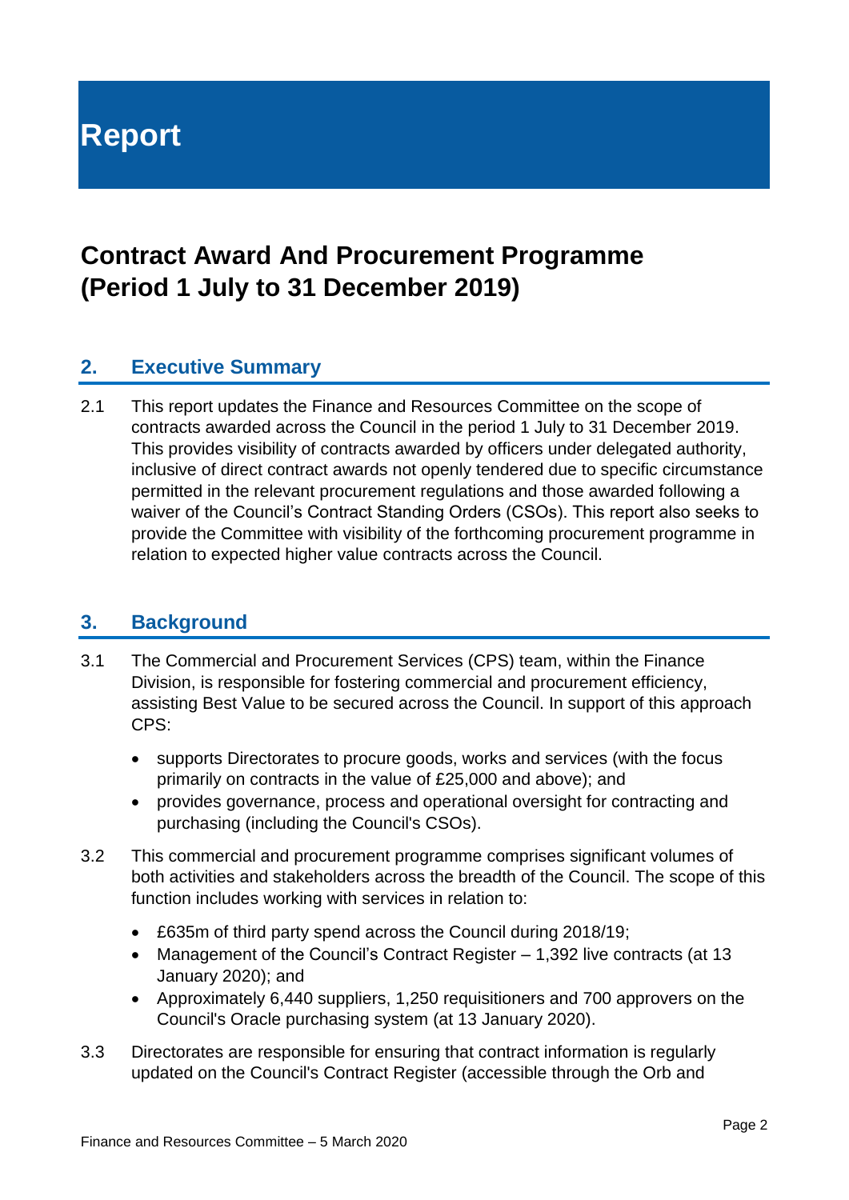# Report

## Contract Award And Procurement Programme (Period 1 July to 31 December 2019)

### 2. Executive Summary

2.1 This report updates the Finance and Resources Committee on the scope of contracts awarded across the Council in the period 1 July to 31 December 2019. This provides visibility of contracts awarded by officers under delegated authority, inclusive of direct contract awards not openly tendered due to specific circumstance permitted in the relevant procurement regulations and those awarded following a waiver of the Council's Contract Standing Orders (CSOs). This report also seeks to provide the Committee with visibility of the forthcoming procurement programme in relation to expected higher value contracts across the Council.

### 3. Background

3.1 The Commercial and Procurement Services (CPS) team, within the Finance Division, is responsible for fostering commercial and procurement efficiency, assisting Best Value to be secured across the Council. In support of this approach CPS:

- supports Directorates to procure goods, works and services (with the focus primarily on contracts in the value of £25,000 and above); and
- provides governance, process and operational oversight for contracting and purchasing (including the Council's CSOs).

3.2 This commercial and procurement programme comprises significant volumes of both activities and stakeholders across the breadth of the Council. The scope of this function includes working with services in relation to:

- £635m of third party spend across the Council during 2018/19;
- Management of the Council's Contract Register – 1,392 live contracts (at 13 January 2020); and
- Approximately 6,440 suppliers, 1,250 requisitioners and 700 approvers on the Council's Oracle purchasing system (at 13 January 2020).

3.3 Directorates are responsible for ensuring that contract information is regularly updated on the Council's Contract Register (accessible through the Orb and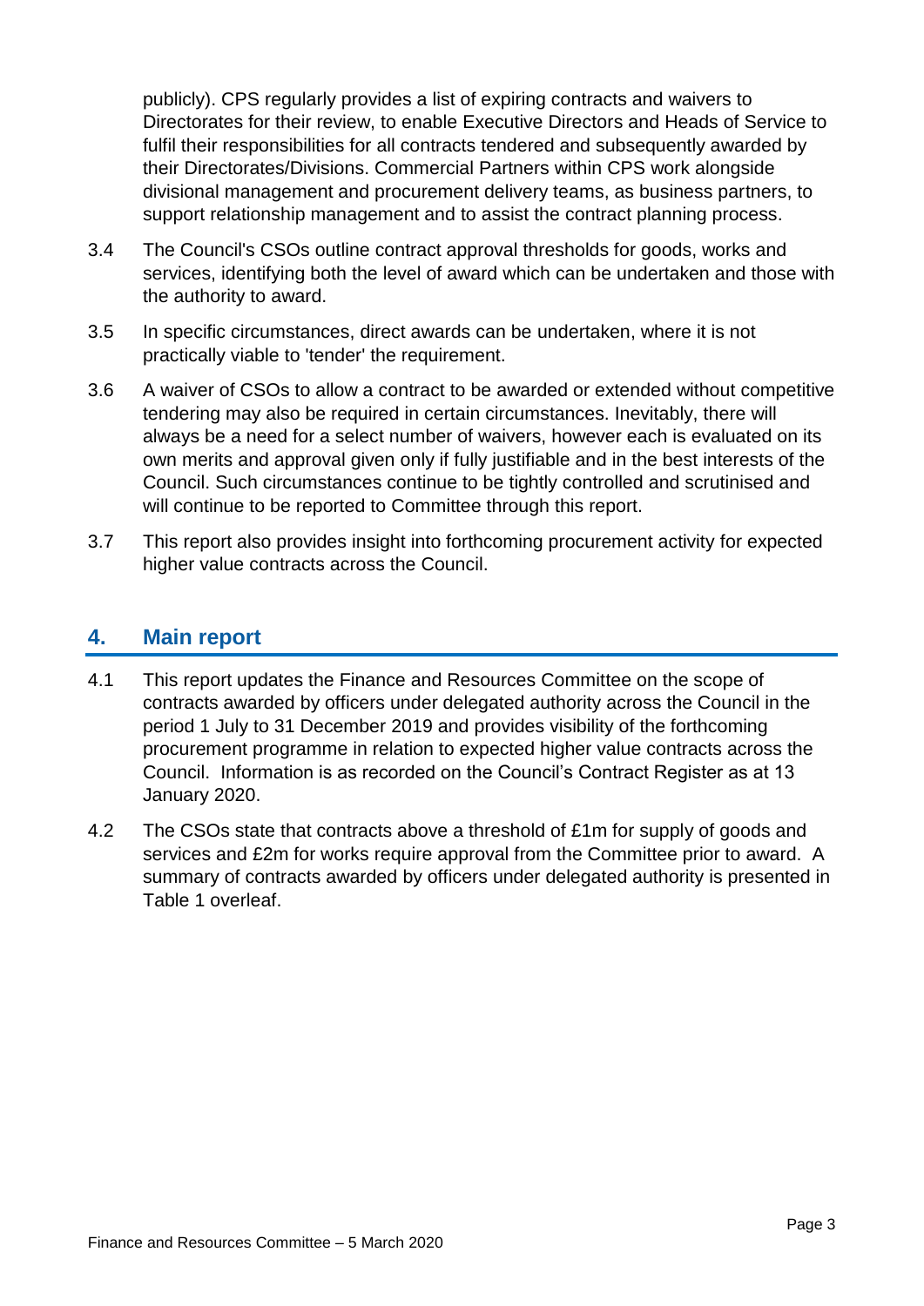publicly). CPS regularly provides a list of expiring contracts and waivers to Directorates for their review, to enable Executive Directors and Heads of Service to fulfil their responsibilities for all contracts tendered and subsequently awarded by their Directorates/Divisions. Commercial Partners within CPS work alongside divisional management and procurement delivery teams, as business partners, to support relationship management and to assist the contract planning process.

3.4 The Council's CSOs outline contract approval thresholds for goods, works and services, identifying both the level of award which can be undertaken and those with the authority to award.

3.5 In specific circumstances, direct awards can be undertaken, where it is not practically viable to 'tender' the requirement.

3.6 A waiver of CSOs to allow a contract to be awarded or extended without competitive tendering may also be required in certain circumstances. Inevitably, there will always be a need for a select number of waivers, however each is evaluated on its own merits and approval given only if fully justifiable and in the best interests of the Council. Such circumstances continue to be tightly controlled and scrutinised and will continue to be reported to Committee through this report.

3.7 This report also provides insight into forthcoming procurement activity for expected higher value contracts across the Council.

## 4. Main report

4.1 This report updates the Finance and Resources Committee on the scope of contracts awarded by officers under delegated authority across the Council in the period 1 July to 31 December 2019 and provides visibility of the forthcoming procurement programme in relation to expected higher value contracts across the Council. Information is as recorded on the Council's Contract Register as at 13 January 2020.

4.2 The CSOs state that contracts above a threshold of £1m for supply of goods and services and £2m for works require approval from the Committee prior to award. A summary of contracts awarded by officers under delegated authority is presented in Table 1 overleaf.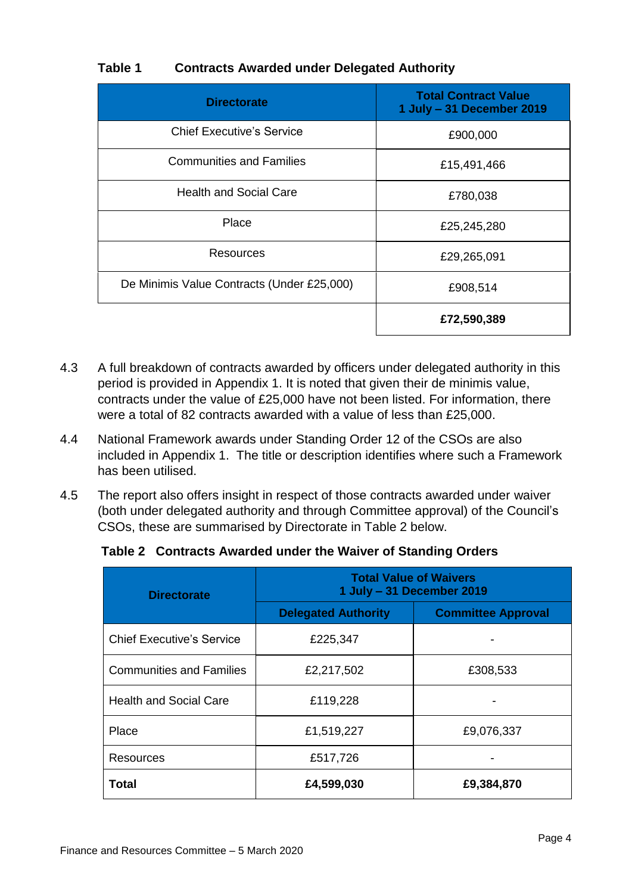**Table 1 Contracts Awarded under Delegated Authority**

| Directorate | Total Contract Value 1 July – 31 December 2019 |
|---|---|
| Chief Executive's Service | £900,000 |
| Communities and Families | £15,491,466 |
| Health and Social Care | £780,038 |
| Place | £25,245,280 |
| Resources | £29,265,091 |
| De Minimis Value Contracts (Under £25,000) | £908,514 |
| | **£72,590,389** |

4.3 A full breakdown of contracts awarded by officers under delegated authority in this period is provided in Appendix 1. It is noted that given their de minimis value, contracts under the value of £25,000 have not been listed. For information, there were a total of 82 contracts awarded with a value of less than £25,000.

4.4 National Framework awards under Standing Order 12 of the CSOs are also included in Appendix 1. The title or description identifies where such a Framework has been utilised.

4.5 The report also offers insight in respect of those contracts awarded under waiver (both under delegated authority and through Committee approval) of the Council's CSOs, these are summarised by Directorate in Table 2 below.

**Table 2 Contracts Awarded under the Waiver of Standing Orders**

| Directorate | Total Value of Waivers 1 July – 31 December 2019 | |
|---|---|---|
| | Delegated Authority | Committee Approval |
| Chief Executive's Service | £225,347 | - |
| Communities and Families | £2,217,502 | £308,533 |
| Health and Social Care | £119,228 | - |
| Place | £1,519,227 | £9,076,337 |
| Resources | £517,726 | - |
| **Total** | **£4,599,030** | **£9,384,870** |

Finance and Resources Committee – 5 March 2020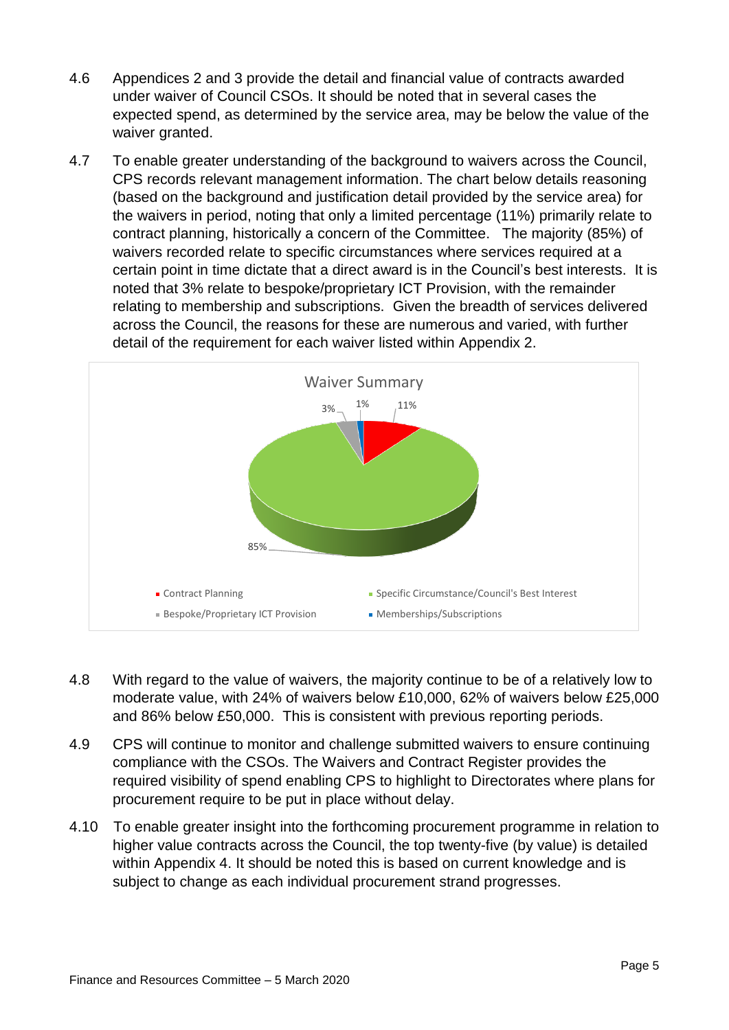4.6 Appendices 2 and 3 provide the detail and financial value of contracts awarded under waiver of Council CSOs. It should be noted that in several cases the expected spend, as determined by the service area, may be below the value of the waiver granted.

4.7 To enable greater understanding of the background to waivers across the Council, CPS records relevant management information. The chart below details reasoning (based on the background and justification detail provided by the service area) for the waivers in period, noting that only a limited percentage (11%) primarily relate to contract planning, historically a concern of the Committee. The majority (85%) of waivers recorded relate to specific circumstances where services required at a certain point in time dictate that a direct award is in the Council's best interests. It is noted that 3% relate to bespoke/proprietary ICT Provision, with the remainder relating to membership and subscriptions. Given the breadth of services delivered across the Council, the reasons for these are numerous and varied, with further detail of the requirement for each waiver listed within Appendix 2.

Waiver Summary

| Category | Percentage |
|---|---|
| Contract Planning | 11% |
| Specific Circumstance/Council's Best Interest | 85% |
| Bespoke/Proprietary ICT Provision | 3% |
| Memberships/Subscriptions | 1% |

4.8 With regard to the value of waivers, the majority continue to be of a relatively low to moderate value, with 24% of waivers below £10,000, 62% of waivers below £25,000 and 86% below £50,000. This is consistent with previous reporting periods.

4.9 CPS will continue to monitor and challenge submitted waivers to ensure continuing compliance with the CSOs. The Waivers and Contract Register provides the required visibility of spend enabling CPS to highlight to Directorates where plans for procurement require to be put in place without delay.

4.10 To enable greater insight into the forthcoming procurement programme in relation to higher value contracts across the Council, the top twenty-five (by value) is detailed within Appendix 4. It should be noted this is based on current knowledge and is subject to change as each individual procurement strand progresses.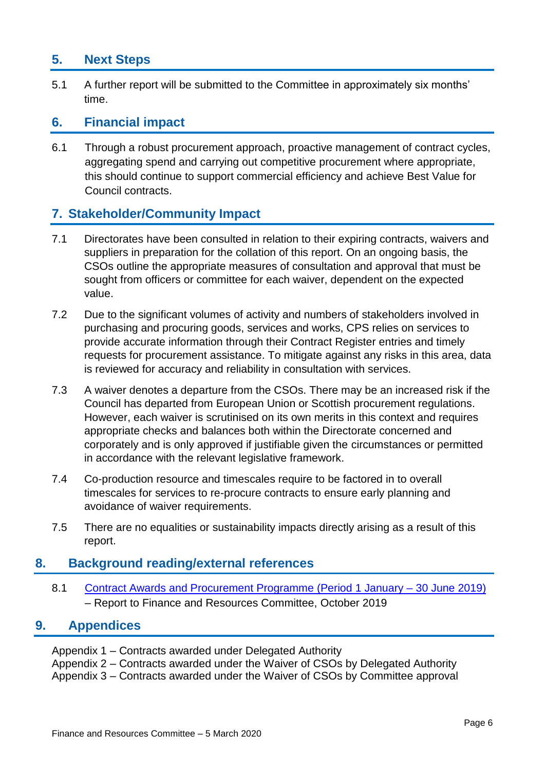## 5. Next Steps

5.1 A further report will be submitted to the Committee in approximately six months' time.

## 6. Financial impact

6.1 Through a robust procurement approach, proactive management of contract cycles, aggregating spend and carrying out competitive procurement where appropriate, this should continue to support commercial efficiency and achieve Best Value for Council contracts.

## 7. Stakeholder/Community Impact

7.1 Directorates have been consulted in relation to their expiring contracts, waivers and suppliers in preparation for the collation of this report. On an ongoing basis, the CSOs outline the appropriate measures of consultation and approval that must be sought from officers or committee for each waiver, dependent on the expected value.

7.2 Due to the significant volumes of activity and numbers of stakeholders involved in purchasing and procuring goods, services and works, CPS relies on services to provide accurate information through their Contract Register entries and timely requests for procurement assistance. To mitigate against any risks in this area, data is reviewed for accuracy and reliability in consultation with services.

7.3 A waiver denotes a departure from the CSOs. There may be an increased risk if the Council has departed from European Union or Scottish procurement regulations. However, each waiver is scrutinised on its own merits in this context and requires appropriate checks and balances both within the Directorate concerned and corporately and is only approved if justifiable given the circumstances or permitted in accordance with the relevant legislative framework.

7.4 Co-production resource and timescales require to be factored in to overall timescales for services to re-procure contracts to ensure early planning and avoidance of waiver requirements.

7.5 There are no equalities or sustainability impacts directly arising as a result of this report.

## 8. Background reading/external references

8.1 Contract Awards and Procurement Programme (Period 1 January – 30 June 2019) – Report to Finance and Resources Committee, October 2019

## 9. Appendices

Appendix 1 – Contracts awarded under Delegated Authority
Appendix 2 – Contracts awarded under the Waiver of CSOs by Delegated Authority
Appendix 3 – Contracts awarded under the Waiver of CSOs by Committee approval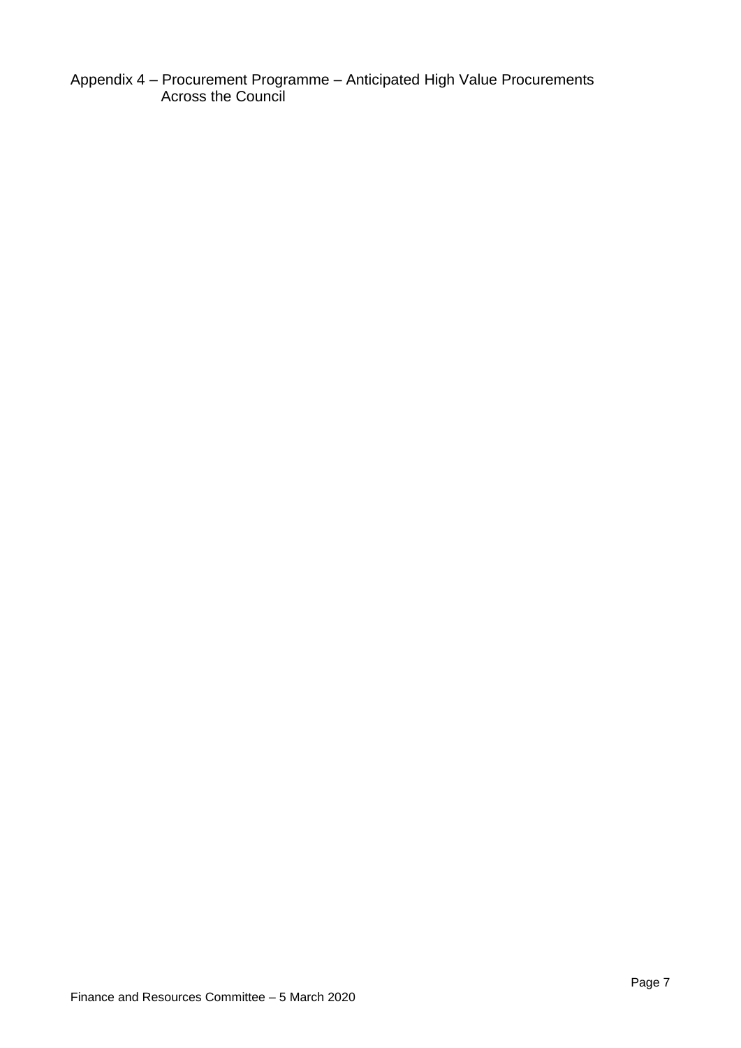Appendix 4 – Procurement Programme – Anticipated High Value Procurements Across the Council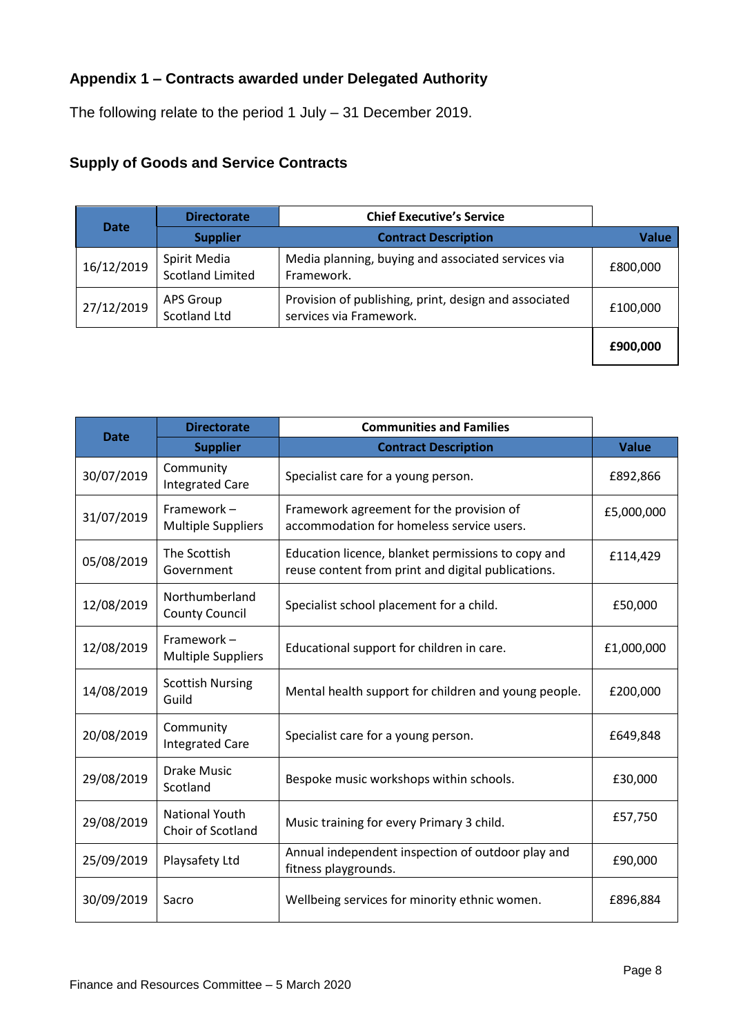## Appendix 1 – Contracts awarded under Delegated Authority

The following relate to the period 1 July – 31 December 2019.

### Supply of Goods and Service Contracts

| Date | Directorate | Chief Executive's Service | |
|---|---|---|---|
| | **Supplier** | **Contract Description** | **Value** |
| 16/12/2019 | Spirit Media Scotland Limited | Media planning, buying and associated services via Framework. | £800,000 |
| 27/12/2019 | APS Group Scotland Ltd | Provision of publishing, print, design and associated services via Framework. | £100,000 |
| | | | **£900,000** |

| Date | Directorate | Communities and Families | |
|---|---|---|---|
| | **Supplier** | **Contract Description** | **Value** |
| 30/07/2019 | Community Integrated Care | Specialist care for a young person. | £892,866 |
| 31/07/2019 | Framework – Multiple Suppliers | Framework agreement for the provision of accommodation for homeless service users. | £5,000,000 |
| 05/08/2019 | The Scottish Government | Education licence, blanket permissions to copy and reuse content from print and digital publications. | £114,429 |
| 12/08/2019 | Northumberland County Council | Specialist school placement for a child. | £50,000 |
| 12/08/2019 | Framework – Multiple Suppliers | Educational support for children in care. | £1,000,000 |
| 14/08/2019 | Scottish Nursing Guild | Mental health support for children and young people. | £200,000 |
| 20/08/2019 | Community Integrated Care | Specialist care for a young person. | £649,848 |
| 29/08/2019 | Drake Music Scotland | Bespoke music workshops within schools. | £30,000 |
| 29/08/2019 | National Youth Choir of Scotland | Music training for every Primary 3 child. | £57,750 |
| 25/09/2019 | Playsafety Ltd | Annual independent inspection of outdoor play and fitness playgrounds. | £90,000 |
| 30/09/2019 | Sacro | Wellbeing services for minority ethnic women. | £896,884 |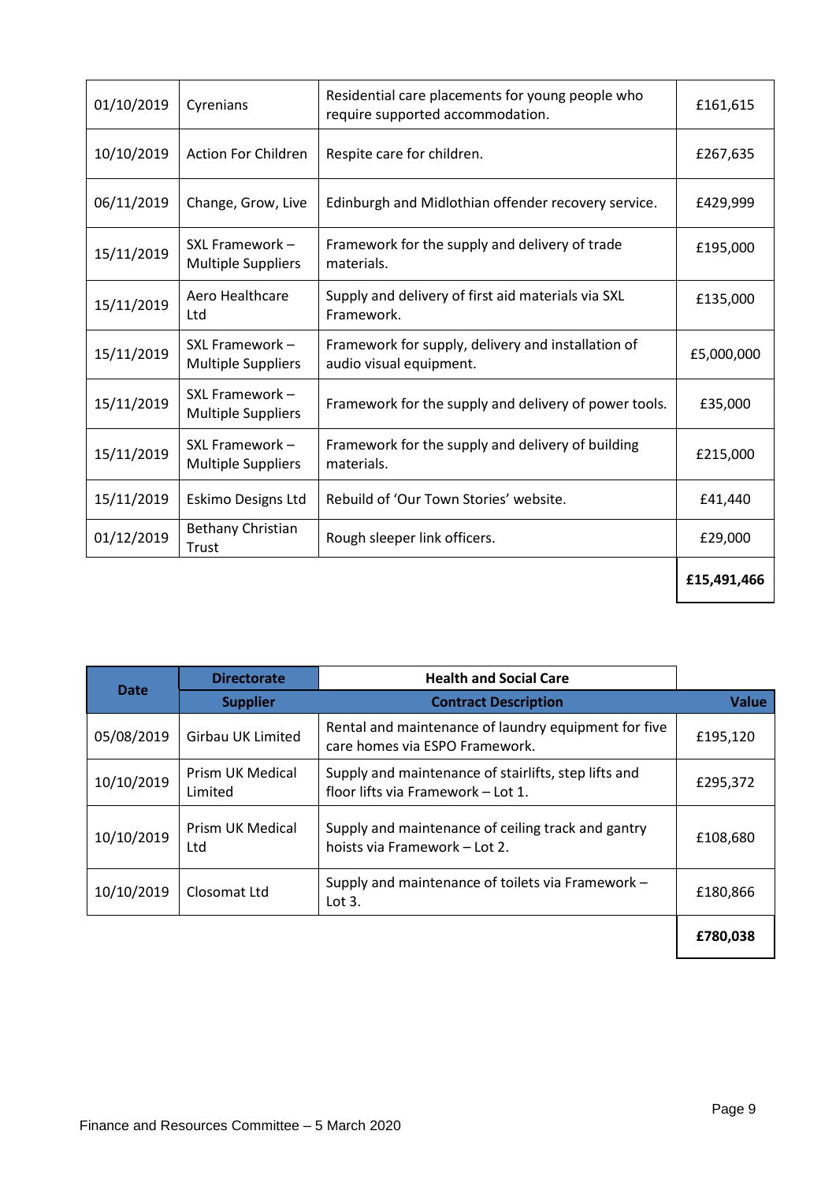| | | | |
|---|---|---|---|
| 01/10/2019 | Cyrenians | Residential care placements for young people who require supported accommodation. | £161,615 |
| 10/10/2019 | Action For Children | Respite care for children. | £267,635 |
| 06/11/2019 | Change, Grow, Live | Edinburgh and Midlothian offender recovery service. | £429,999 |
| 15/11/2019 | SXL Framework – Multiple Suppliers | Framework for the supply and delivery of trade materials. | £195,000 |
| 15/11/2019 | Aero Healthcare Ltd | Supply and delivery of first aid materials via SXL Framework. | £135,000 |
| 15/11/2019 | SXL Framework – Multiple Suppliers | Framework for supply, delivery and installation of audio visual equipment. | £5,000,000 |
| 15/11/2019 | SXL Framework – Multiple Suppliers | Framework for the supply and delivery of power tools. | £35,000 |
| 15/11/2019 | SXL Framework – Multiple Suppliers | Framework for the supply and delivery of building materials. | £215,000 |
| 15/11/2019 | Eskimo Designs Ltd | Rebuild of 'Our Town Stories' website. | £41,440 |
| 01/12/2019 | Bethany Christian Trust | Rough sleeper link officers. | £29,000 |
| | | | **£15,491,466** |

| Date | Directorate | Health and Social Care | |
|---|---|---|---|
| | **Supplier** | **Contract Description** | **Value** |
| 05/08/2019 | Girbau UK Limited | Rental and maintenance of laundry equipment for five care homes via ESPO Framework. | £195,120 |
| 10/10/2019 | Prism UK Medical Limited | Supply and maintenance of stairlifts, step lifts and floor lifts via Framework – Lot 1. | £295,372 |
| 10/10/2019 | Prism UK Medical Ltd | Supply and maintenance of ceiling track and gantry hoists via Framework – Lot 2. | £108,680 |
| 10/10/2019 | Closomat Ltd | Supply and maintenance of toilets via Framework – Lot 3. | £180,866 |
| | | | **£780,038** |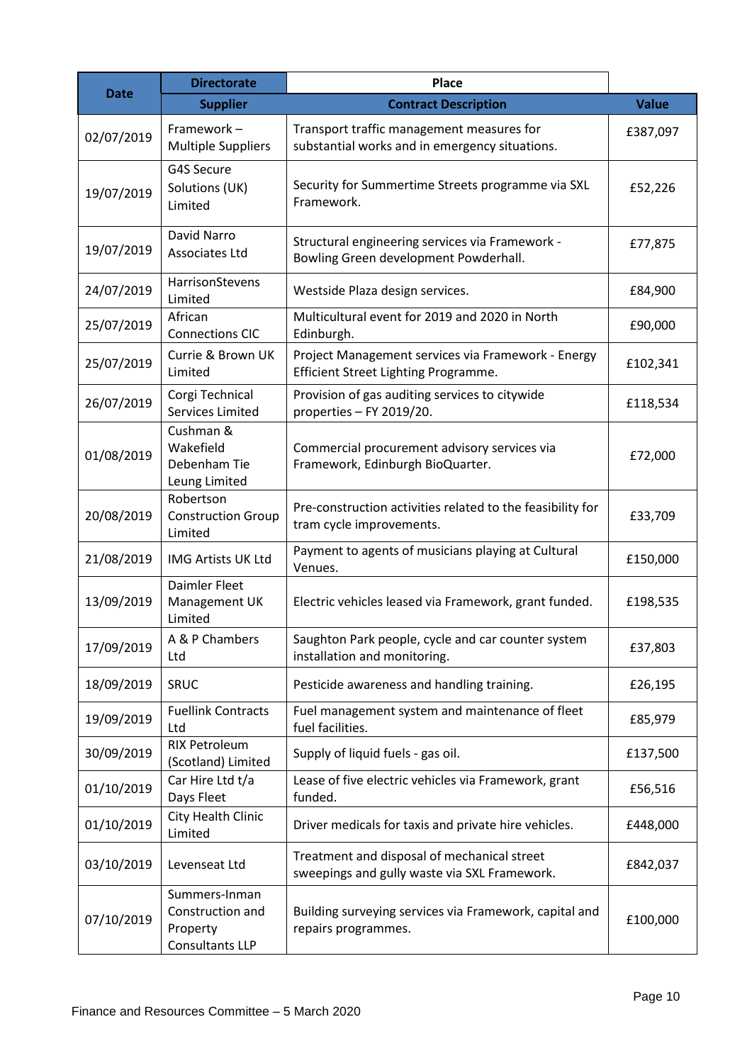| Date | Directorate | Place | |
|---|---|---|---|
| | **Supplier** | **Contract Description** | **Value** |
| 02/07/2019 | Framework – Multiple Suppliers | Transport traffic management measures for substantial works and in emergency situations. | £387,097 |
| 19/07/2019 | G4S Secure Solutions (UK) Limited | Security for Summertime Streets programme via SXL Framework. | £52,226 |
| 19/07/2019 | David Narro Associates Ltd | Structural engineering services via Framework - Bowling Green development Powderhall. | £77,875 |
| 24/07/2019 | HarrisonStevens Limited | Westside Plaza design services. | £84,900 |
| 25/07/2019 | African Connections CIC | Multicultural event for 2019 and 2020 in North Edinburgh. | £90,000 |
| 25/07/2019 | Currie & Brown UK Limited | Project Management services via Framework - Energy Efficient Street Lighting Programme. | £102,341 |
| 26/07/2019 | Corgi Technical Services Limited | Provision of gas auditing services to citywide properties – FY 2019/20. | £118,534 |
| 01/08/2019 | Cushman & Wakefield Debenham Tie Leung Limited | Commercial procurement advisory services via Framework, Edinburgh BioQuarter. | £72,000 |
| 20/08/2019 | Robertson Construction Group Limited | Pre-construction activities related to the feasibility for tram cycle improvements. | £33,709 |
| 21/08/2019 | IMG Artists UK Ltd | Payment to agents of musicians playing at Cultural Venues. | £150,000 |
| 13/09/2019 | Daimler Fleet Management UK Limited | Electric vehicles leased via Framework, grant funded. | £198,535 |
| 17/09/2019 | A & P Chambers Ltd | Saughton Park people, cycle and car counter system installation and monitoring. | £37,803 |
| 18/09/2019 | SRUC | Pesticide awareness and handling training. | £26,195 |
| 19/09/2019 | Fuellink Contracts Ltd | Fuel management system and maintenance of fleet fuel facilities. | £85,979 |
| 30/09/2019 | RIX Petroleum (Scotland) Limited | Supply of liquid fuels - gas oil. | £137,500 |
| 01/10/2019 | Car Hire Ltd t/a Days Fleet | Lease of five electric vehicles via Framework, grant funded. | £56,516 |
| 01/10/2019 | City Health Clinic Limited | Driver medicals for taxis and private hire vehicles. | £448,000 |
| 03/10/2019 | Levenseat Ltd | Treatment and disposal of mechanical street sweepings and gully waste via SXL Framework. | £842,037 |
| 07/10/2019 | Summers-Inman Construction and Property Consultants LLP | Building surveying services via Framework, capital and repairs programmes. | £100,000 |

Finance and Resources Committee – 5 March 2020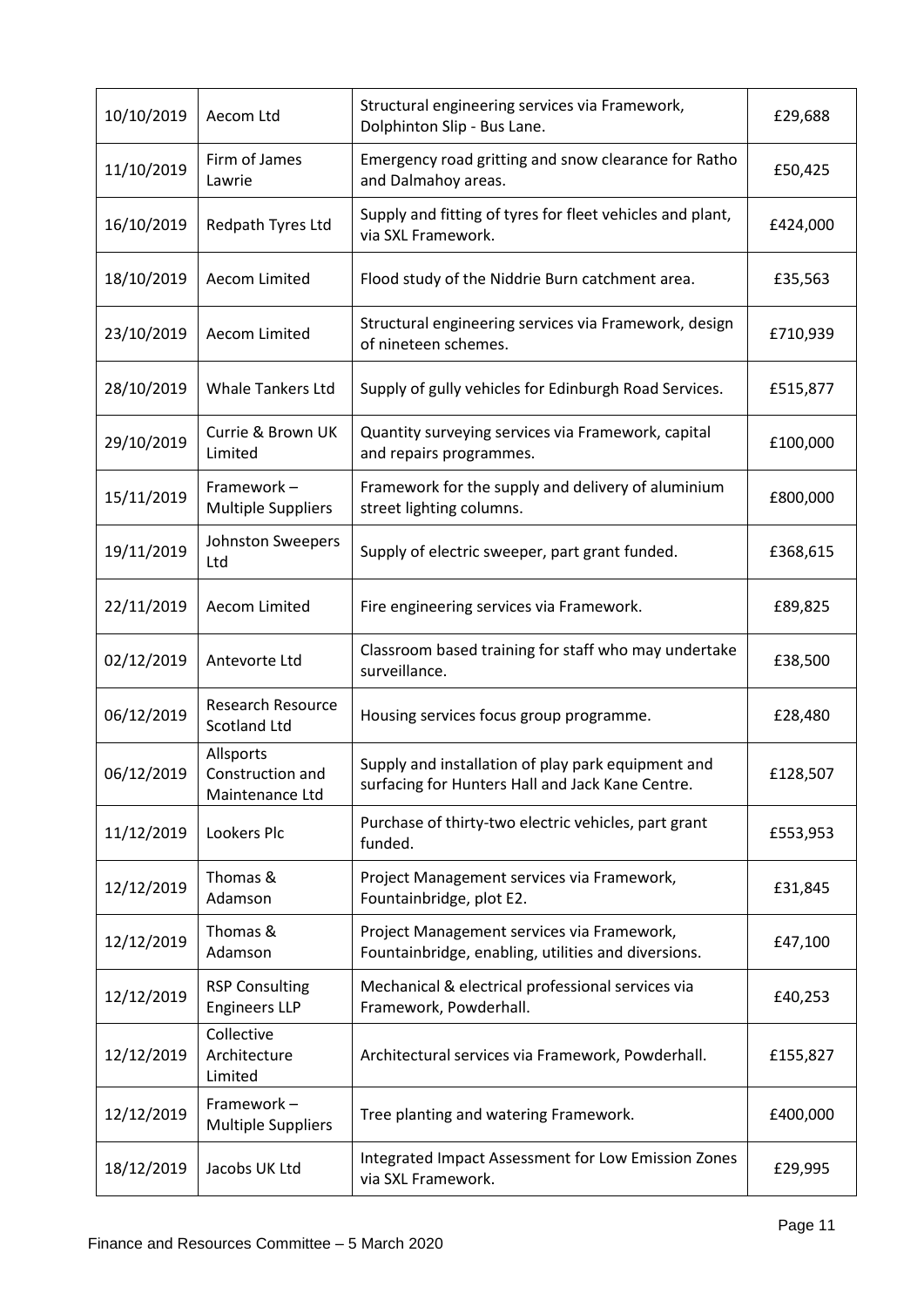| 10/10/2019 | Aecom Ltd | Structural engineering services via Framework, Dolphinton Slip - Bus Lane. | £29,688 |
|---|---|---|---|
| 11/10/2019 | Firm of James Lawrie | Emergency road gritting and snow clearance for Ratho and Dalmahoy areas. | £50,425 |
| 16/10/2019 | Redpath Tyres Ltd | Supply and fitting of tyres for fleet vehicles and plant, via SXL Framework. | £424,000 |
| 18/10/2019 | Aecom Limited | Flood study of the Niddrie Burn catchment area. | £35,563 |
| 23/10/2019 | Aecom Limited | Structural engineering services via Framework, design of nineteen schemes. | £710,939 |
| 28/10/2019 | Whale Tankers Ltd | Supply of gully vehicles for Edinburgh Road Services. | £515,877 |
| 29/10/2019 | Currie & Brown UK Limited | Quantity surveying services via Framework, capital and repairs programmes. | £100,000 |
| 15/11/2019 | Framework – Multiple Suppliers | Framework for the supply and delivery of aluminium street lighting columns. | £800,000 |
| 19/11/2019 | Johnston Sweepers Ltd | Supply of electric sweeper, part grant funded. | £368,615 |
| 22/11/2019 | Aecom Limited | Fire engineering services via Framework. | £89,825 |
| 02/12/2019 | Antevorte Ltd | Classroom based training for staff who may undertake surveillance. | £38,500 |
| 06/12/2019 | Research Resource Scotland Ltd | Housing services focus group programme. | £28,480 |
| 06/12/2019 | Allsports Construction and Maintenance Ltd | Supply and installation of play park equipment and surfacing for Hunters Hall and Jack Kane Centre. | £128,507 |
| 11/12/2019 | Lookers Plc | Purchase of thirty-two electric vehicles, part grant funded. | £553,953 |
| 12/12/2019 | Thomas & Adamson | Project Management services via Framework, Fountainbridge, plot E2. | £31,845 |
| 12/12/2019 | Thomas & Adamson | Project Management services via Framework, Fountainbridge, enabling, utilities and diversions. | £47,100 |
| 12/12/2019 | RSP Consulting Engineers LLP | Mechanical & electrical professional services via Framework, Powderhall. | £40,253 |
| 12/12/2019 | Collective Architecture Limited | Architectural services via Framework, Powderhall. | £155,827 |
| 12/12/2019 | Framework – Multiple Suppliers | Tree planting and watering Framework. | £400,000 |
| 18/12/2019 | Jacobs UK Ltd | Integrated Impact Assessment for Low Emission Zones via SXL Framework. | £29,995 |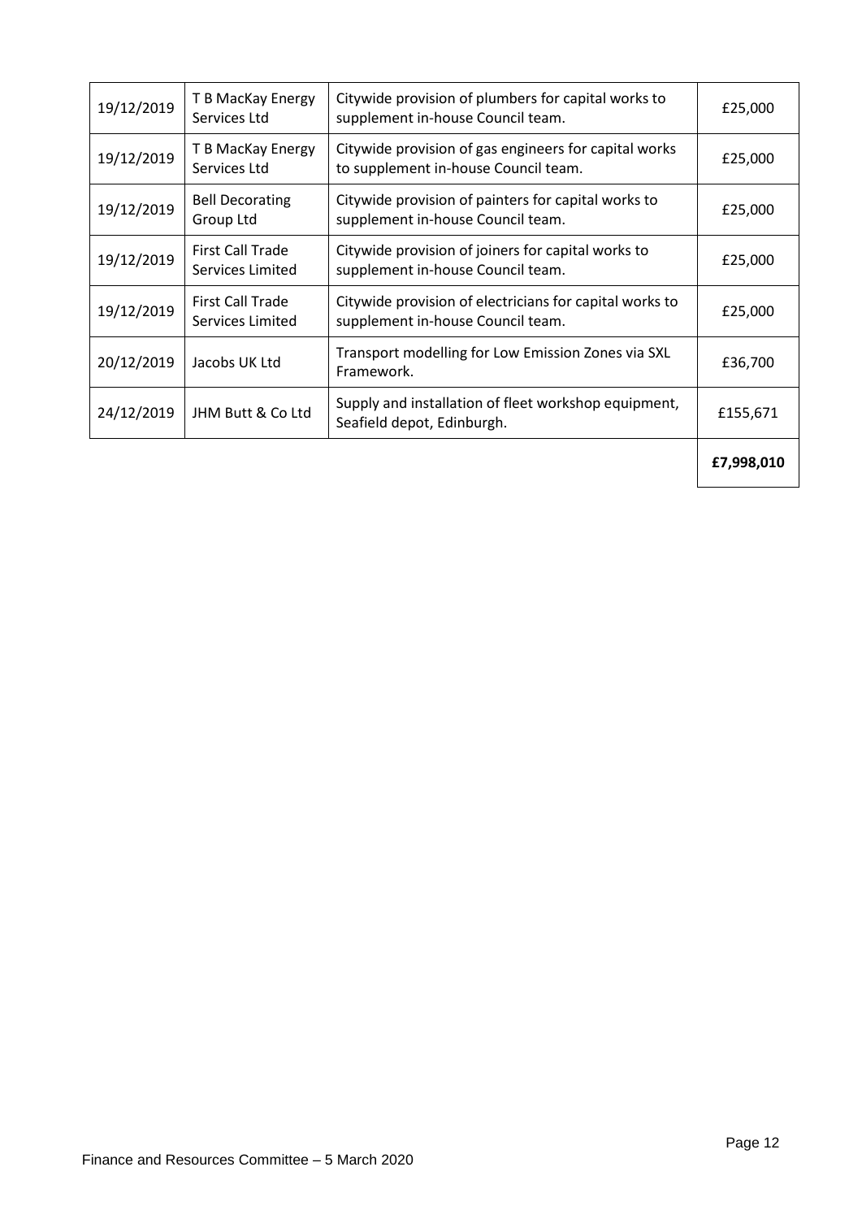| | | | |
|---|---|---|---|
| 19/12/2019 | T B MacKay Energy Services Ltd | Citywide provision of plumbers for capital works to supplement in-house Council team. | £25,000 |
| 19/12/2019 | T B MacKay Energy Services Ltd | Citywide provision of gas engineers for capital works to supplement in-house Council team. | £25,000 |
| 19/12/2019 | Bell Decorating Group Ltd | Citywide provision of painters for capital works to supplement in-house Council team. | £25,000 |
| 19/12/2019 | First Call Trade Services Limited | Citywide provision of joiners for capital works to supplement in-house Council team. | £25,000 |
| 19/12/2019 | First Call Trade Services Limited | Citywide provision of electricians for capital works to supplement in-house Council team. | £25,000 |
| 20/12/2019 | Jacobs UK Ltd | Transport modelling for Low Emission Zones via SXL Framework. | £36,700 |
| 24/12/2019 | JHM Butt & Co Ltd | Supply and installation of fleet workshop equipment, Seafield depot, Edinburgh. | £155,671 |
| | | | **£7,998,010** |

Finance and Resources Committee – 5 March 2020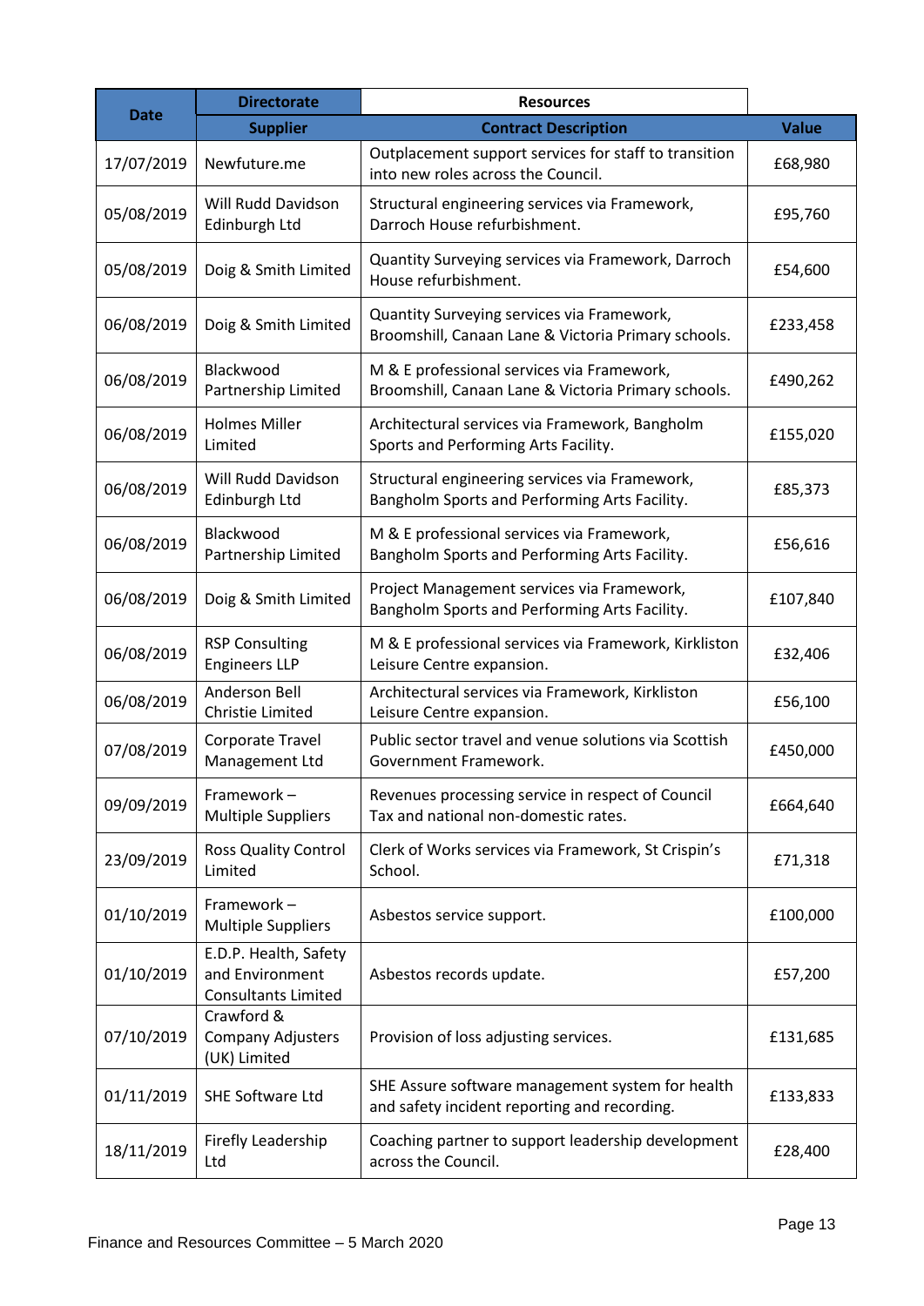| Date | Directorate | Resources | |
|---|---|---|---|
| | **Supplier** | **Contract Description** | **Value** |
| 17/07/2019 | Newfuture.me | Outplacement support services for staff to transition into new roles across the Council. | £68,980 |
| 05/08/2019 | Will Rudd Davidson Edinburgh Ltd | Structural engineering services via Framework, Darroch House refurbishment. | £95,760 |
| 05/08/2019 | Doig & Smith Limited | Quantity Surveying services via Framework, Darroch House refurbishment. | £54,600 |
| 06/08/2019 | Doig & Smith Limited | Quantity Surveying services via Framework, Broomshill, Canaan Lane & Victoria Primary schools. | £233,458 |
| 06/08/2019 | Blackwood Partnership Limited | M & E professional services via Framework, Broomshill, Canaan Lane & Victoria Primary schools. | £490,262 |
| 06/08/2019 | Holmes Miller Limited | Architectural services via Framework, Bangholm Sports and Performing Arts Facility. | £155,020 |
| 06/08/2019 | Will Rudd Davidson Edinburgh Ltd | Structural engineering services via Framework, Bangholm Sports and Performing Arts Facility. | £85,373 |
| 06/08/2019 | Blackwood Partnership Limited | M & E professional services via Framework, Bangholm Sports and Performing Arts Facility. | £56,616 |
| 06/08/2019 | Doig & Smith Limited | Project Management services via Framework, Bangholm Sports and Performing Arts Facility. | £107,840 |
| 06/08/2019 | RSP Consulting Engineers LLP | M & E professional services via Framework, Kirkliston Leisure Centre expansion. | £32,406 |
| 06/08/2019 | Anderson Bell Christie Limited | Architectural services via Framework, Kirkliston Leisure Centre expansion. | £56,100 |
| 07/08/2019 | Corporate Travel Management Ltd | Public sector travel and venue solutions via Scottish Government Framework. | £450,000 |
| 09/09/2019 | Framework – Multiple Suppliers | Revenues processing service in respect of Council Tax and national non-domestic rates. | £664,640 |
| 23/09/2019 | Ross Quality Control Limited | Clerk of Works services via Framework, St Crispin's School. | £71,318 |
| 01/10/2019 | Framework – Multiple Suppliers | Asbestos service support. | £100,000 |
| 01/10/2019 | E.D.P. Health, Safety and Environment Consultants Limited | Asbestos records update. | £57,200 |
| 07/10/2019 | Crawford & Company Adjusters (UK) Limited | Provision of loss adjusting services. | £131,685 |
| 01/11/2019 | SHE Software Ltd | SHE Assure software management system for health and safety incident reporting and recording. | £133,833 |
| 18/11/2019 | Firefly Leadership Ltd | Coaching partner to support leadership development across the Council. | £28,400 |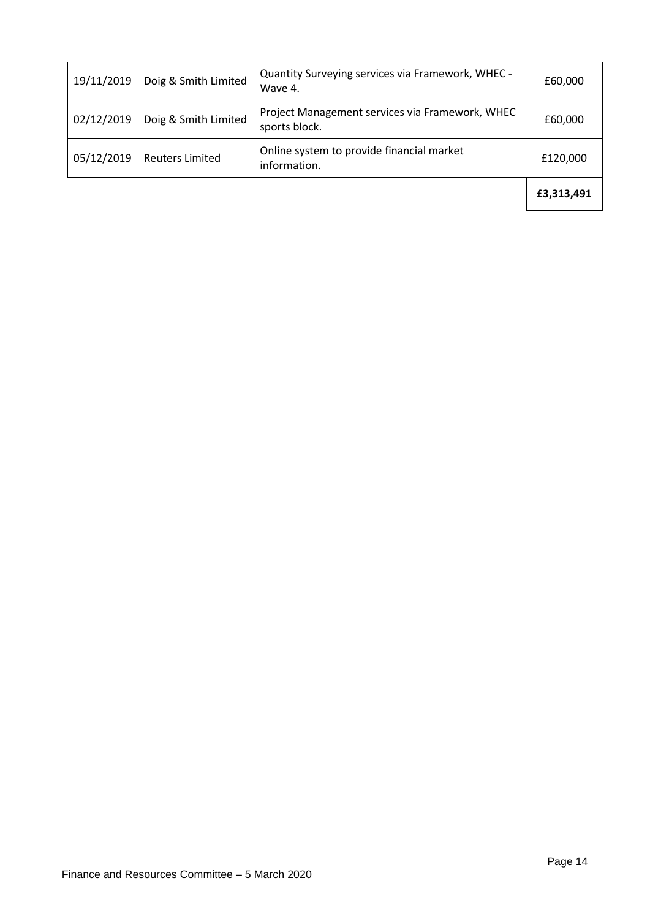| | | | |
|---|---|---|---|
| 19/11/2019 | Doig & Smith Limited | Quantity Surveying services via Framework, WHEC - Wave 4. | £60,000 |
| 02/12/2019 | Doig & Smith Limited | Project Management services via Framework, WHEC sports block. | £60,000 |
| 05/12/2019 | Reuters Limited | Online system to provide financial market information. | £120,000 |
| | | | **£3,313,491** |

Finance and Resources Committee – 5 March 2020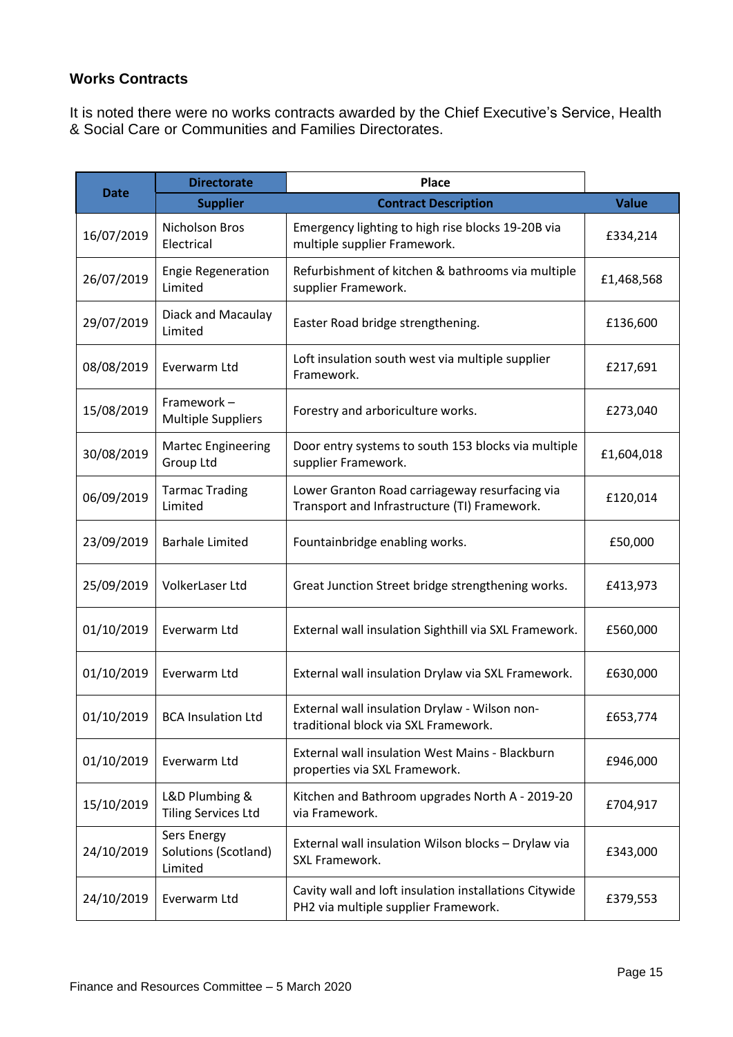## Works Contracts

It is noted there were no works contracts awarded by the Chief Executive's Service, Health & Social Care or Communities and Families Directorates.

| Date | Directorate | Place | |
|---|---|---|---|
| | Supplier | Contract Description | Value |
| 16/07/2019 | Nicholson Bros Electrical | Emergency lighting to high rise blocks 19-20B via multiple supplier Framework. | £334,214 |
| 26/07/2019 | Engie Regeneration Limited | Refurbishment of kitchen & bathrooms via multiple supplier Framework. | £1,468,568 |
| 29/07/2019 | Diack and Macaulay Limited | Easter Road bridge strengthening. | £136,600 |
| 08/08/2019 | Everwarm Ltd | Loft insulation south west via multiple supplier Framework. | £217,691 |
| 15/08/2019 | Framework – Multiple Suppliers | Forestry and arboriculture works. | £273,040 |
| 30/08/2019 | Martec Engineering Group Ltd | Door entry systems to south 153 blocks via multiple supplier Framework. | £1,604,018 |
| 06/09/2019 | Tarmac Trading Limited | Lower Granton Road carriageway resurfacing via Transport and Infrastructure (TI) Framework. | £120,014 |
| 23/09/2019 | Barhale Limited | Fountainbridge enabling works. | £50,000 |
| 25/09/2019 | VolkerLaser Ltd | Great Junction Street bridge strengthening works. | £413,973 |
| 01/10/2019 | Everwarm Ltd | External wall insulation Sighthill via SXL Framework. | £560,000 |
| 01/10/2019 | Everwarm Ltd | External wall insulation Drylaw via SXL Framework. | £630,000 |
| 01/10/2019 | BCA Insulation Ltd | External wall insulation Drylaw - Wilson non-traditional block via SXL Framework. | £653,774 |
| 01/10/2019 | Everwarm Ltd | External wall insulation West Mains - Blackburn properties via SXL Framework. | £946,000 |
| 15/10/2019 | L&D Plumbing & Tiling Services Ltd | Kitchen and Bathroom upgrades North A - 2019-20 via Framework. | £704,917 |
| 24/10/2019 | Sers Energy Solutions (Scotland) Limited | External wall insulation Wilson blocks – Drylaw via SXL Framework. | £343,000 |
| 24/10/2019 | Everwarm Ltd | Cavity wall and loft insulation installations Citywide PH2 via multiple supplier Framework. | £379,553 |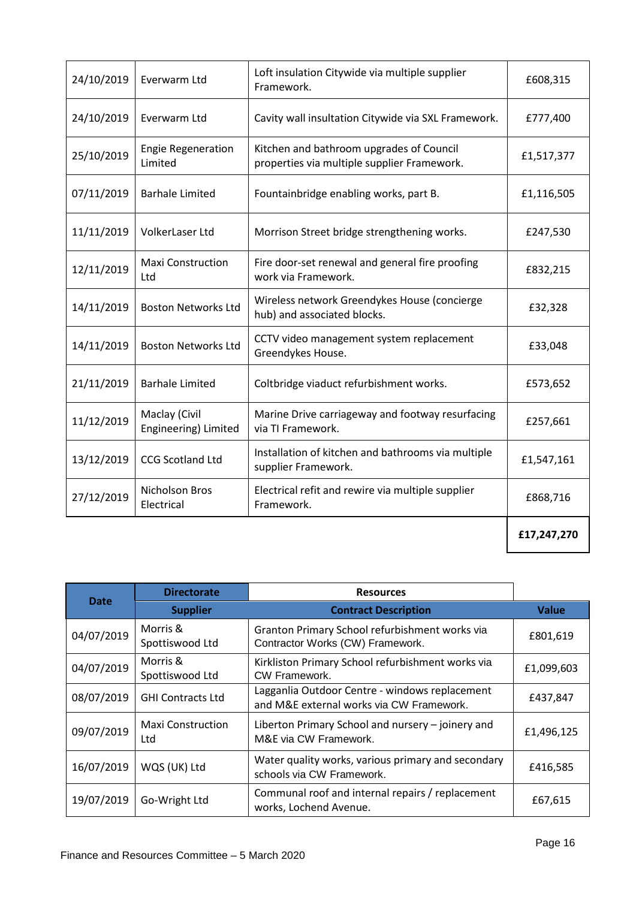| | | | |
|---|---|---|---|
| 24/10/2019 | Everwarm Ltd | Loft insulation Citywide via multiple supplier Framework. | £608,315 |
| 24/10/2019 | Everwarm Ltd | Cavity wall insultation Citywide via SXL Framework. | £777,400 |
| 25/10/2019 | Engie Regeneration Limited | Kitchen and bathroom upgrades of Council properties via multiple supplier Framework. | £1,517,377 |
| 07/11/2019 | Barhale Limited | Fountainbridge enabling works, part B. | £1,116,505 |
| 11/11/2019 | VolkerLaser Ltd | Morrison Street bridge strengthening works. | £247,530 |
| 12/11/2019 | Maxi Construction Ltd | Fire door-set renewal and general fire proofing work via Framework. | £832,215 |
| 14/11/2019 | Boston Networks Ltd | Wireless network Greendykes House (concierge hub) and associated blocks. | £32,328 |
| 14/11/2019 | Boston Networks Ltd | CCTV video management system replacement Greendykes House. | £33,048 |
| 21/11/2019 | Barhale Limited | Coltbridge viaduct refurbishment works. | £573,652 |
| 11/12/2019 | Maclay (Civil Engineering) Limited | Marine Drive carriageway and footway resurfacing via TI Framework. | £257,661 |
| 13/12/2019 | CCG Scotland Ltd | Installation of kitchen and bathrooms via multiple supplier Framework. | £1,547,161 |
| 27/12/2019 | Nicholson Bros Electrical | Electrical refit and rewire via multiple supplier Framework. | £868,716 |
| | | | **£17,247,270** |

| Date | Directorate | Resources | |
|---|---|---|---|
| | **Supplier** | **Contract Description** | **Value** |
| 04/07/2019 | Morris & Spottiswood Ltd | Granton Primary School refurbishment works via Contractor Works (CW) Framework. | £801,619 |
| 04/07/2019 | Morris & Spottiswood Ltd | Kirkliston Primary School refurbishment works via CW Framework. | £1,099,603 |
| 08/07/2019 | GHI Contracts Ltd | Lagganlia Outdoor Centre - windows replacement and M&E external works via CW Framework. | £437,847 |
| 09/07/2019 | Maxi Construction Ltd | Liberton Primary School and nursery – joinery and M&E via CW Framework. | £1,496,125 |
| 16/07/2019 | WQS (UK) Ltd | Water quality works, various primary and secondary schools via CW Framework. | £416,585 |
| 19/07/2019 | Go-Wright Ltd | Communal roof and internal repairs / replacement works, Lochend Avenue. | £67,615 |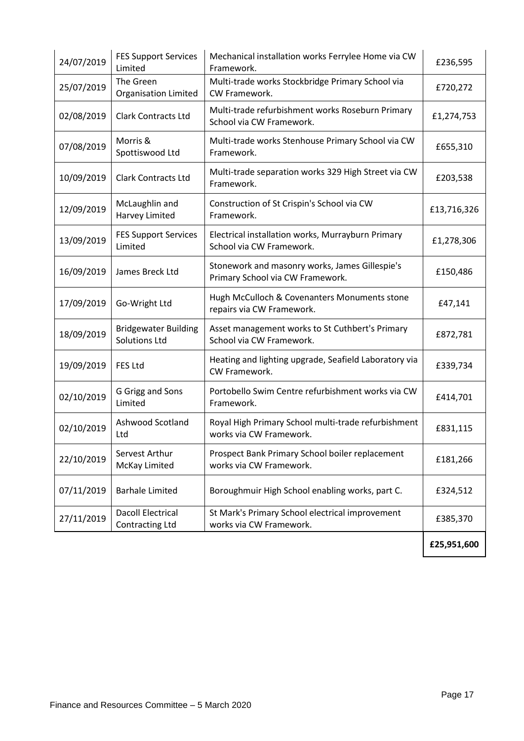| | | | |
|---|---|---|---|
| 24/07/2019 | FES Support Services Limited | Mechanical installation works Ferrylee Home via CW Framework. | £236,595 |
| 25/07/2019 | The Green Organisation Limited | Multi-trade works Stockbridge Primary School via CW Framework. | £720,272 |
| 02/08/2019 | Clark Contracts Ltd | Multi-trade refurbishment works Roseburn Primary School via CW Framework. | £1,274,753 |
| 07/08/2019 | Morris & Spottiswood Ltd | Multi-trade works Stenhouse Primary School via CW Framework. | £655,310 |
| 10/09/2019 | Clark Contracts Ltd | Multi-trade separation works 329 High Street via CW Framework. | £203,538 |
| 12/09/2019 | McLaughlin and Harvey Limited | Construction of St Crispin's School via CW Framework. | £13,716,326 |
| 13/09/2019 | FES Support Services Limited | Electrical installation works, Murrayburn Primary School via CW Framework. | £1,278,306 |
| 16/09/2019 | James Breck Ltd | Stonework and masonry works, James Gillespie's Primary School via CW Framework. | £150,486 |
| 17/09/2019 | Go-Wright Ltd | Hugh McCulloch & Covenanters Monuments stone repairs via CW Framework. | £47,141 |
| 18/09/2019 | Bridgewater Building Solutions Ltd | Asset management works to St Cuthbert's Primary School via CW Framework. | £872,781 |
| 19/09/2019 | FES Ltd | Heating and lighting upgrade, Seafield Laboratory via CW Framework. | £339,734 |
| 02/10/2019 | G Grigg and Sons Limited | Portobello Swim Centre refurbishment works via CW Framework. | £414,701 |
| 02/10/2019 | Ashwood Scotland Ltd | Royal High Primary School multi-trade refurbishment works via CW Framework. | £831,115 |
| 22/10/2019 | Servest Arthur McKay Limited | Prospect Bank Primary School boiler replacement works via CW Framework. | £181,266 |
| 07/11/2019 | Barhale Limited | Boroughmuir High School enabling works, part C. | £324,512 |
| 27/11/2019 | Dacoll Electrical Contracting Ltd | St Mark's Primary School electrical improvement works via CW Framework. | £385,370 |
| | | | **£25,951,600** |

Finance and Resources Committee – 5 March 2020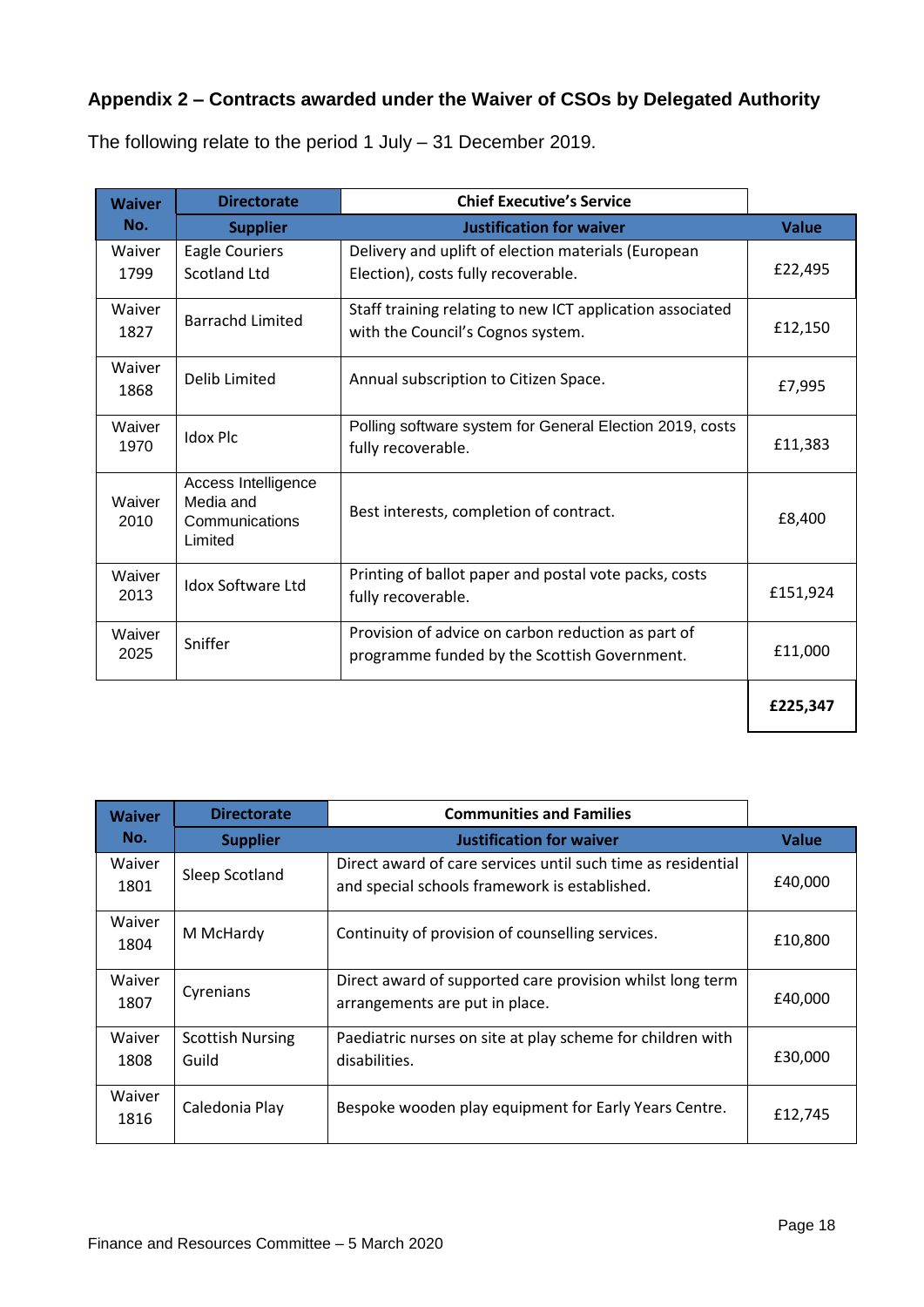## Appendix 2 – Contracts awarded under the Waiver of CSOs by Delegated Authority

The following relate to the period 1 July – 31 December 2019.

| Waiver No. | Directorate | Chief Executive's Service | |
|---|---|---|---|
| | **Supplier** | **Justification for waiver** | **Value** |
| Waiver 1799 | Eagle Couriers Scotland Ltd | Delivery and uplift of election materials (European Election), costs fully recoverable. | £22,495 |
| Waiver 1827 | Barrachd Limited | Staff training relating to new ICT application associated with the Council's Cognos system. | £12,150 |
| Waiver 1868 | Delib Limited | Annual subscription to Citizen Space. | £7,995 |
| Waiver 1970 | Idox Plc | Polling software system for General Election 2019, costs fully recoverable. | £11,383 |
| Waiver 2010 | Access Intelligence Media and Communications Limited | Best interests, completion of contract. | £8,400 |
| Waiver 2013 | Idox Software Ltd | Printing of ballot paper and postal vote packs, costs fully recoverable. | £151,924 |
| Waiver 2025 | Sniffer | Provision of advice on carbon reduction as part of programme funded by the Scottish Government. | £11,000 |
| | | | **£225,347** |

| Waiver No. | Directorate | Communities and Families | |
|---|---|---|---|
| | **Supplier** | **Justification for waiver** | **Value** |
| Waiver 1801 | Sleep Scotland | Direct award of care services until such time as residential and special schools framework is established. | £40,000 |
| Waiver 1804 | M McHardy | Continuity of provision of counselling services. | £10,800 |
| Waiver 1807 | Cyrenians | Direct award of supported care provision whilst long term arrangements are put in place. | £40,000 |
| Waiver 1808 | Scottish Nursing Guild | Paediatric nurses on site at play scheme for children with disabilities. | £30,000 |
| Waiver 1816 | Caledonia Play | Bespoke wooden play equipment for Early Years Centre. | £12,745 |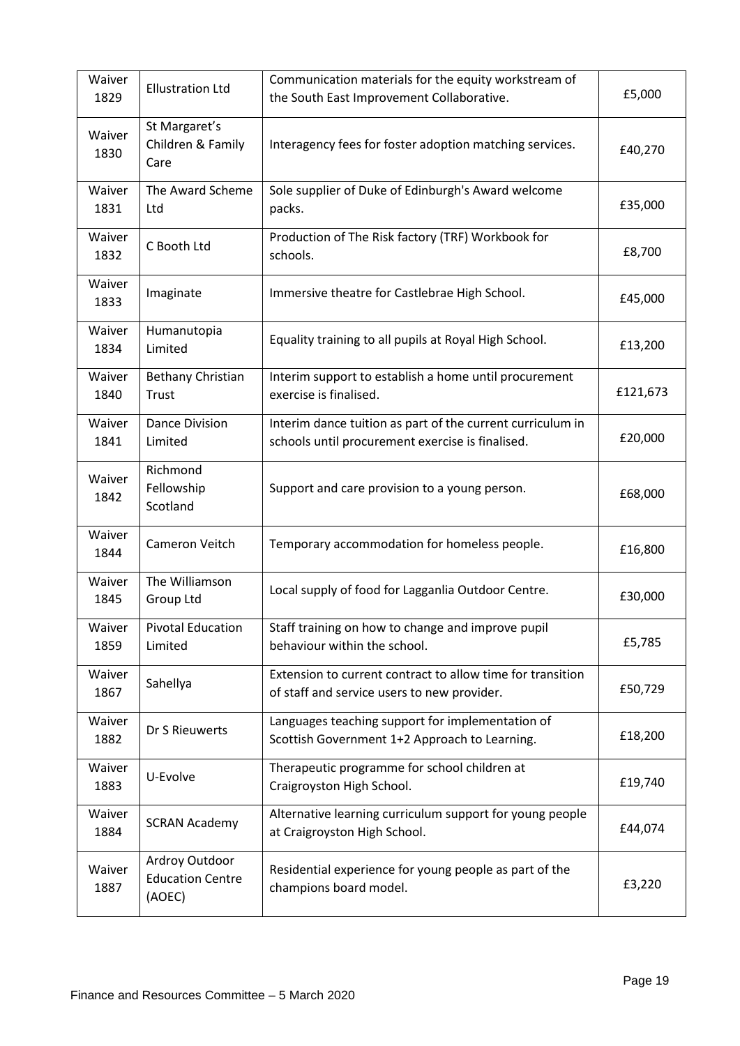| Waiver 1829 | Ellustration Ltd | Communication materials for the equity workstream of the South East Improvement Collaborative. | £5,000 |
|---|---|---|---|
| Waiver 1830 | St Margaret's Children & Family Care | Interagency fees for foster adoption matching services. | £40,270 |
| Waiver 1831 | The Award Scheme Ltd | Sole supplier of Duke of Edinburgh's Award welcome packs. | £35,000 |
| Waiver 1832 | C Booth Ltd | Production of The Risk factory (TRF) Workbook for schools. | £8,700 |
| Waiver 1833 | Imaginate | Immersive theatre for Castlebrae High School. | £45,000 |
| Waiver 1834 | Humanutopia Limited | Equality training to all pupils at Royal High School. | £13,200 |
| Waiver 1840 | Bethany Christian Trust | Interim support to establish a home until procurement exercise is finalised. | £121,673 |
| Waiver 1841 | Dance Division Limited | Interim dance tuition as part of the current curriculum in schools until procurement exercise is finalised. | £20,000 |
| Waiver 1842 | Richmond Fellowship Scotland | Support and care provision to a young person. | £68,000 |
| Waiver 1844 | Cameron Veitch | Temporary accommodation for homeless people. | £16,800 |
| Waiver 1845 | The Williamson Group Ltd | Local supply of food for Lagganlia Outdoor Centre. | £30,000 |
| Waiver 1859 | Pivotal Education Limited | Staff training on how to change and improve pupil behaviour within the school. | £5,785 |
| Waiver 1867 | Sahellya | Extension to current contract to allow time for transition of staff and service users to new provider. | £50,729 |
| Waiver 1882 | Dr S Rieuwerts | Languages teaching support for implementation of Scottish Government 1+2 Approach to Learning. | £18,200 |
| Waiver 1883 | U-Evolve | Therapeutic programme for school children at Craigroyston High School. | £19,740 |
| Waiver 1884 | SCRAN Academy | Alternative learning curriculum support for young people at Craigroyston High School. | £44,074 |
| Waiver 1887 | Ardroy Outdoor Education Centre (AOEC) | Residential experience for young people as part of the champions board model. | £3,220 |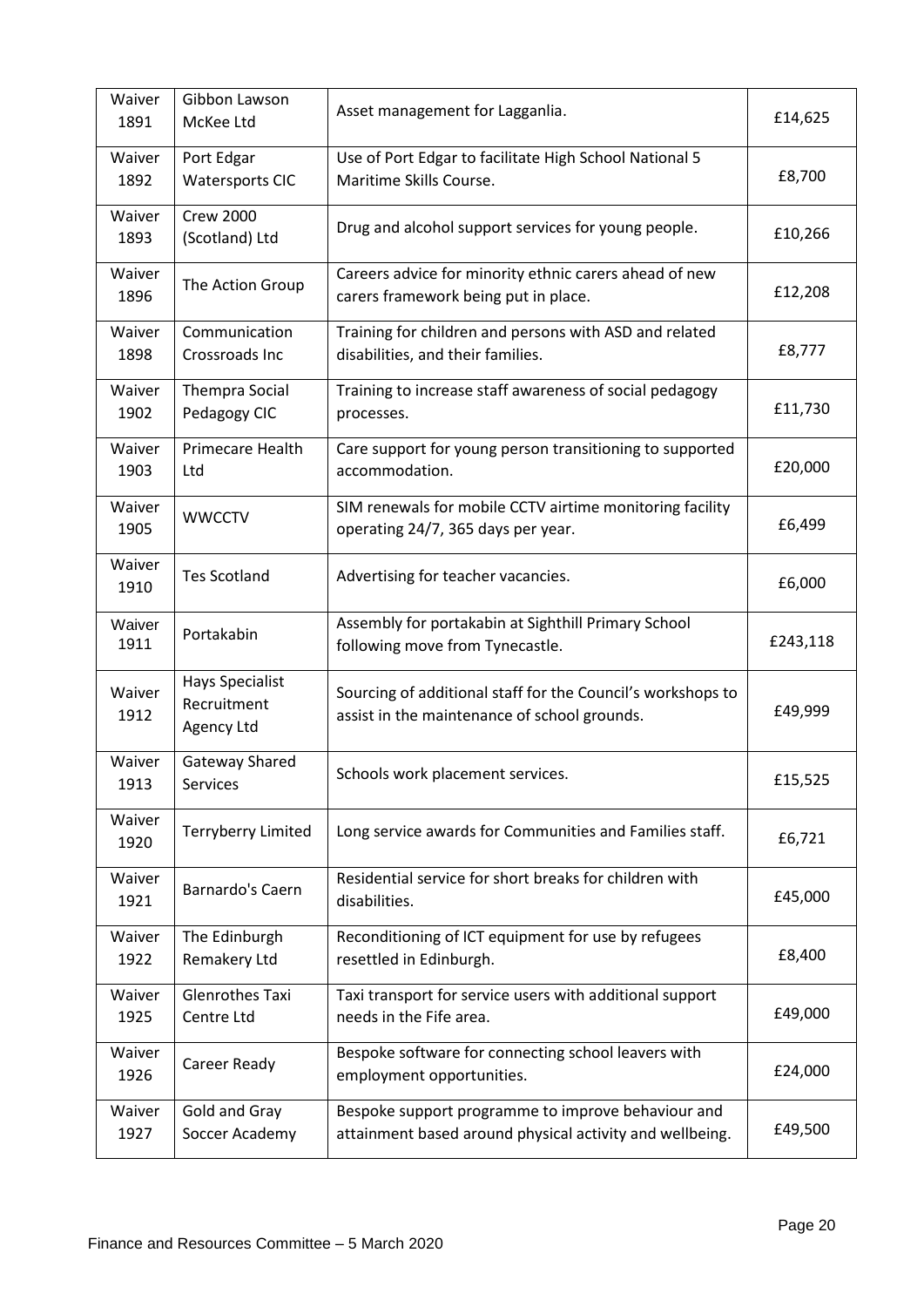| | | | |
|---|---|---|---|
| Waiver 1891 | Gibbon Lawson McKee Ltd | Asset management for Lagganlia. | £14,625 |
| Waiver 1892 | Port Edgar Watersports CIC | Use of Port Edgar to facilitate High School National 5 Maritime Skills Course. | £8,700 |
| Waiver 1893 | Crew 2000 (Scotland) Ltd | Drug and alcohol support services for young people. | £10,266 |
| Waiver 1896 | The Action Group | Careers advice for minority ethnic carers ahead of new carers framework being put in place. | £12,208 |
| Waiver 1898 | Communication Crossroads Inc | Training for children and persons with ASD and related disabilities, and their families. | £8,777 |
| Waiver 1902 | Thempra Social Pedagogy CIC | Training to increase staff awareness of social pedagogy processes. | £11,730 |
| Waiver 1903 | Primecare Health Ltd | Care support for young person transitioning to supported accommodation. | £20,000 |
| Waiver 1905 | WWCCTV | SIM renewals for mobile CCTV airtime monitoring facility operating 24/7, 365 days per year. | £6,499 |
| Waiver 1910 | Tes Scotland | Advertising for teacher vacancies. | £6,000 |
| Waiver 1911 | Portakabin | Assembly for portakabin at Sighthill Primary School following move from Tynecastle. | £243,118 |
| Waiver 1912 | Hays Specialist Recruitment Agency Ltd | Sourcing of additional staff for the Council's workshops to assist in the maintenance of school grounds. | £49,999 |
| Waiver 1913 | Gateway Shared Services | Schools work placement services. | £15,525 |
| Waiver 1920 | Terryberry Limited | Long service awards for Communities and Families staff. | £6,721 |
| Waiver 1921 | Barnardo's Caern | Residential service for short breaks for children with disabilities. | £45,000 |
| Waiver 1922 | The Edinburgh Remakery Ltd | Reconditioning of ICT equipment for use by refugees resettled in Edinburgh. | £8,400 |
| Waiver 1925 | Glenrothes Taxi Centre Ltd | Taxi transport for service users with additional support needs in the Fife area. | £49,000 |
| Waiver 1926 | Career Ready | Bespoke software for connecting school leavers with employment opportunities. | £24,000 |
| Waiver 1927 | Gold and Gray Soccer Academy | Bespoke support programme to improve behaviour and attainment based around physical activity and wellbeing. | £49,500 |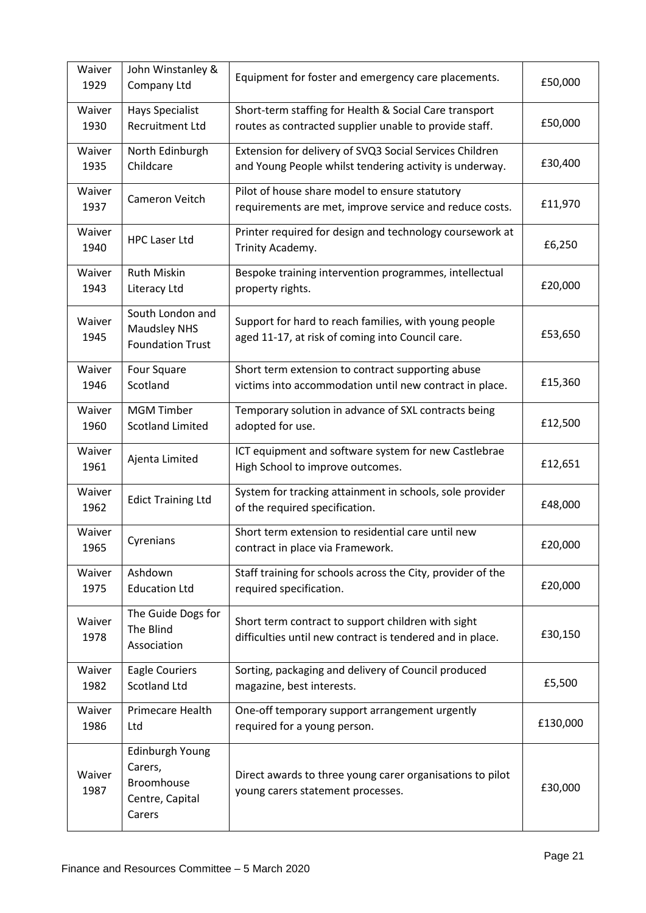| Waiver 1929 | John Winstanley & Company Ltd | Equipment for foster and emergency care placements. | £50,000 |
|---|---|---|---|
| Waiver 1930 | Hays Specialist Recruitment Ltd | Short-term staffing for Health & Social Care transport routes as contracted supplier unable to provide staff. | £50,000 |
| Waiver 1935 | North Edinburgh Childcare | Extension for delivery of SVQ3 Social Services Children and Young People whilst tendering activity is underway. | £30,400 |
| Waiver 1937 | Cameron Veitch | Pilot of house share model to ensure statutory requirements are met, improve service and reduce costs. | £11,970 |
| Waiver 1940 | HPC Laser Ltd | Printer required for design and technology coursework at Trinity Academy. | £6,250 |
| Waiver 1943 | Ruth Miskin Literacy Ltd | Bespoke training intervention programmes, intellectual property rights. | £20,000 |
| Waiver 1945 | South London and Maudsley NHS Foundation Trust | Support for hard to reach families, with young people aged 11-17, at risk of coming into Council care. | £53,650 |
| Waiver 1946 | Four Square Scotland | Short term extension to contract supporting abuse victims into accommodation until new contract in place. | £15,360 |
| Waiver 1960 | MGM Timber Scotland Limited | Temporary solution in advance of SXL contracts being adopted for use. | £12,500 |
| Waiver 1961 | Ajenta Limited | ICT equipment and software system for new Castlebrae High School to improve outcomes. | £12,651 |
| Waiver 1962 | Edict Training Ltd | System for tracking attainment in schools, sole provider of the required specification. | £48,000 |
| Waiver 1965 | Cyrenians | Short term extension to residential care until new contract in place via Framework. | £20,000 |
| Waiver 1975 | Ashdown Education Ltd | Staff training for schools across the City, provider of the required specification. | £20,000 |
| Waiver 1978 | The Guide Dogs for The Blind Association | Short term contract to support children with sight difficulties until new contract is tendered and in place. | £30,150 |
| Waiver 1982 | Eagle Couriers Scotland Ltd | Sorting, packaging and delivery of Council produced magazine, best interests. | £5,500 |
| Waiver 1986 | Primecare Health Ltd | One-off temporary support arrangement urgently required for a young person. | £130,000 |
| Waiver 1987 | Edinburgh Young Carers, Broomhouse Centre, Capital Carers | Direct awards to three young carer organisations to pilot young carers statement processes. | £30,000 |

Finance and Resources Committee – 5 March 2020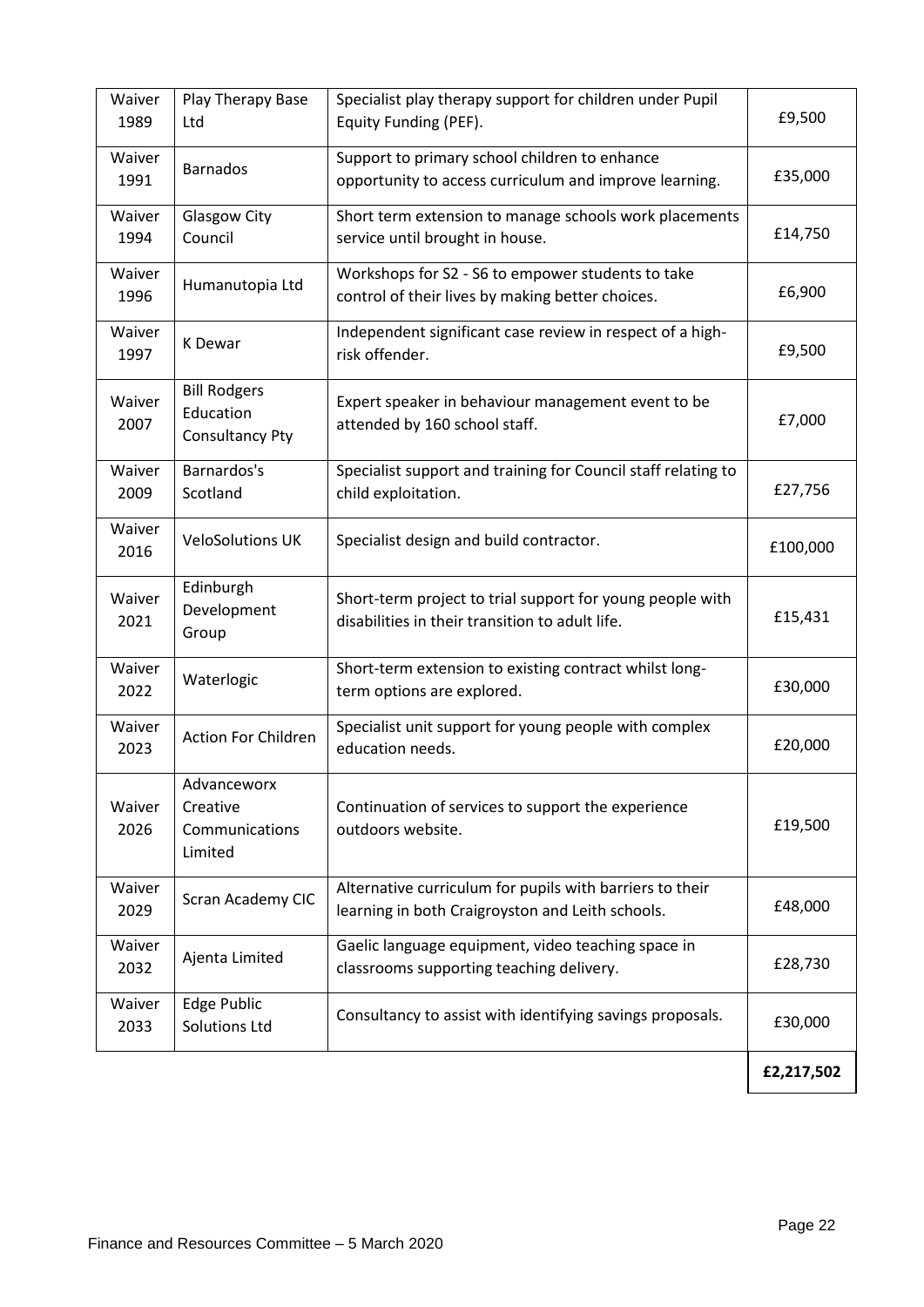| Waiver 1989 | Play Therapy Base Ltd | Specialist play therapy support for children under Pupil Equity Funding (PEF). | £9,500 |
|---|---|---|---|
| Waiver 1991 | Barnados | Support to primary school children to enhance opportunity to access curriculum and improve learning. | £35,000 |
| Waiver 1994 | Glasgow City Council | Short term extension to manage schools work placements service until brought in house. | £14,750 |
| Waiver 1996 | Humanutopia Ltd | Workshops for S2 - S6 to empower students to take control of their lives by making better choices. | £6,900 |
| Waiver 1997 | K Dewar | Independent significant case review in respect of a high-risk offender. | £9,500 |
| Waiver 2007 | Bill Rodgers Education Consultancy Pty | Expert speaker in behaviour management event to be attended by 160 school staff. | £7,000 |
| Waiver 2009 | Barnardos's Scotland | Specialist support and training for Council staff relating to child exploitation. | £27,756 |
| Waiver 2016 | VeloSolutions UK | Specialist design and build contractor. | £100,000 |
| Waiver 2021 | Edinburgh Development Group | Short-term project to trial support for young people with disabilities in their transition to adult life. | £15,431 |
| Waiver 2022 | Waterlogic | Short-term extension to existing contract whilst long-term options are explored. | £30,000 |
| Waiver 2023 | Action For Children | Specialist unit support for young people with complex education needs. | £20,000 |
| Waiver 2026 | Advanceworx Creative Communications Limited | Continuation of services to support the experience outdoors website. | £19,500 |
| Waiver 2029 | Scran Academy CIC | Alternative curriculum for pupils with barriers to their learning in both Craigroyston and Leith schools. | £48,000 |
| Waiver 2032 | Ajenta Limited | Gaelic language equipment, video teaching space in classrooms supporting teaching delivery. | £28,730 |
| Waiver 2033 | Edge Public Solutions Ltd | Consultancy to assist with identifying savings proposals. | £30,000 |
| | | | **£2,217,502** |

Finance and Resources Committee – 5 March 2020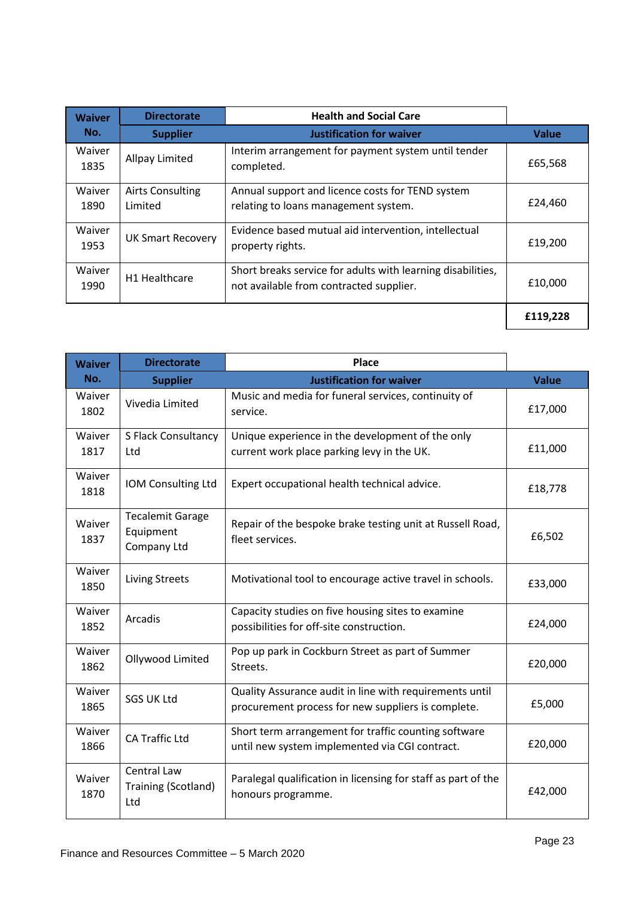| Waiver No. | Directorate | Health and Social Care | |
|---|---|---|---|
| | Supplier | Justification for waiver | Value |
| Waiver 1835 | Allpay Limited | Interim arrangement for payment system until tender completed. | £65,568 |
| Waiver 1890 | Airts Consulting Limited | Annual support and licence costs for TEND system relating to loans management system. | £24,460 |
| Waiver 1953 | UK Smart Recovery | Evidence based mutual aid intervention, intellectual property rights. | £19,200 |
| Waiver 1990 | H1 Healthcare | Short breaks service for adults with learning disabilities, not available from contracted supplier. | £10,000 |
| | | | **£119,228** |

| Waiver No. | Directorate | Place | |
|---|---|---|---|
| | Supplier | Justification for waiver | Value |
| Waiver 1802 | Vivedia Limited | Music and media for funeral services, continuity of service. | £17,000 |
| Waiver 1817 | S Flack Consultancy Ltd | Unique experience in the development of the only current work place parking levy in the UK. | £11,000 |
| Waiver 1818 | IOM Consulting Ltd | Expert occupational health technical advice. | £18,778 |
| Waiver 1837 | Tecalemit Garage Equipment Company Ltd | Repair of the bespoke brake testing unit at Russell Road, fleet services. | £6,502 |
| Waiver 1850 | Living Streets | Motivational tool to encourage active travel in schools. | £33,000 |
| Waiver 1852 | Arcadis | Capacity studies on five housing sites to examine possibilities for off-site construction. | £24,000 |
| Waiver 1862 | Ollywood Limited | Pop up park in Cockburn Street as part of Summer Streets. | £20,000 |
| Waiver 1865 | SGS UK Ltd | Quality Assurance audit in line with requirements until procurement process for new suppliers is complete. | £5,000 |
| Waiver 1866 | CA Traffic Ltd | Short term arrangement for traffic counting software until new system implemented via CGI contract. | £20,000 |
| Waiver 1870 | Central Law Training (Scotland) Ltd | Paralegal qualification in licensing for staff as part of the honours programme. | £42,000 |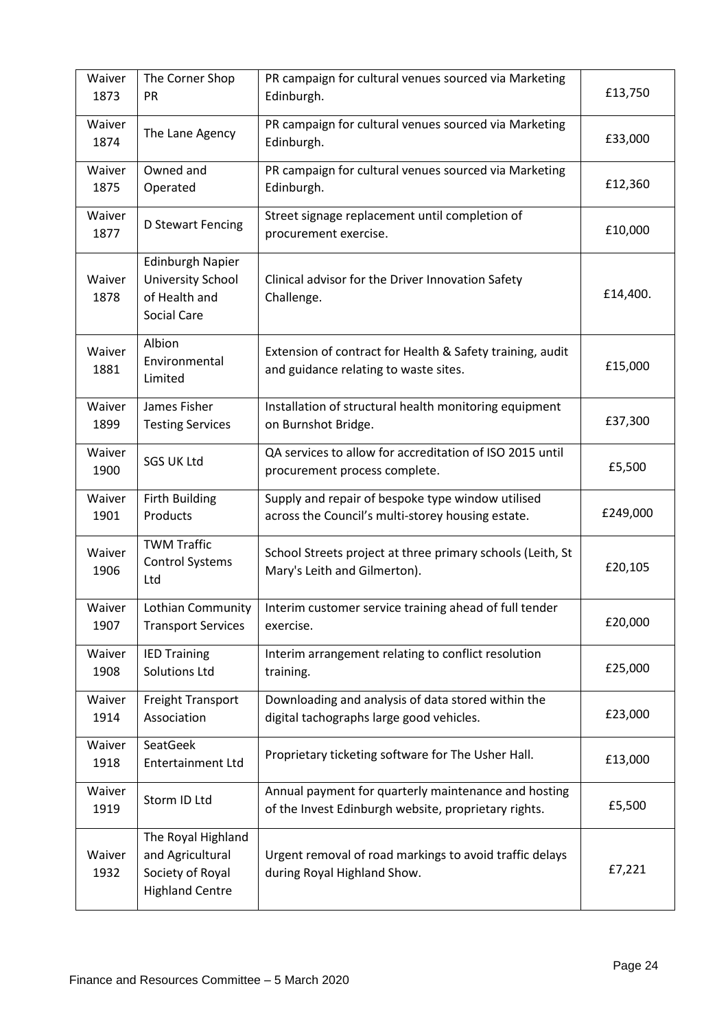| Waiver 1873 | The Corner Shop PR | PR campaign for cultural venues sourced via Marketing Edinburgh. | £13,750 |
|---|---|---|---|
| Waiver 1874 | The Lane Agency | PR campaign for cultural venues sourced via Marketing Edinburgh. | £33,000 |
| Waiver 1875 | Owned and Operated | PR campaign for cultural venues sourced via Marketing Edinburgh. | £12,360 |
| Waiver 1877 | D Stewart Fencing | Street signage replacement until completion of procurement exercise. | £10,000 |
| Waiver 1878 | Edinburgh Napier University School of Health and Social Care | Clinical advisor for the Driver Innovation Safety Challenge. | £14,400. |
| Waiver 1881 | Albion Environmental Limited | Extension of contract for Health & Safety training, audit and guidance relating to waste sites. | £15,000 |
| Waiver 1899 | James Fisher Testing Services | Installation of structural health monitoring equipment on Burnshot Bridge. | £37,300 |
| Waiver 1900 | SGS UK Ltd | QA services to allow for accreditation of ISO 2015 until procurement process complete. | £5,500 |
| Waiver 1901 | Firth Building Products | Supply and repair of bespoke type window utilised across the Council's multi-storey housing estate. | £249,000 |
| Waiver 1906 | TWM Traffic Control Systems Ltd | School Streets project at three primary schools (Leith, St Mary's Leith and Gilmerton). | £20,105 |
| Waiver 1907 | Lothian Community Transport Services | Interim customer service training ahead of full tender exercise. | £20,000 |
| Waiver 1908 | IED Training Solutions Ltd | Interim arrangement relating to conflict resolution training. | £25,000 |
| Waiver 1914 | Freight Transport Association | Downloading and analysis of data stored within the digital tachographs large good vehicles. | £23,000 |
| Waiver 1918 | SeatGeek Entertainment Ltd | Proprietary ticketing software for The Usher Hall. | £13,000 |
| Waiver 1919 | Storm ID Ltd | Annual payment for quarterly maintenance and hosting of the Invest Edinburgh website, proprietary rights. | £5,500 |
| Waiver 1932 | The Royal Highland and Agricultural Society of Royal Highland Centre | Urgent removal of road markings to avoid traffic delays during Royal Highland Show. | £7,221 |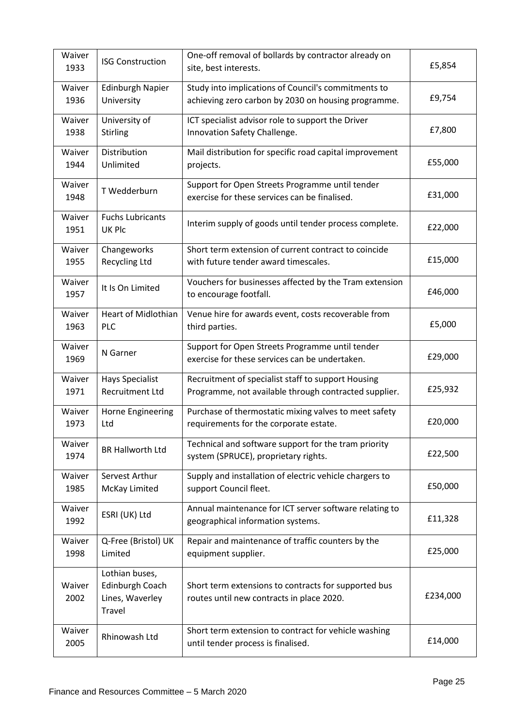| Waiver 1933 | ISG Construction | One-off removal of bollards by contractor already on site, best interests. | £5,854 |
|---|---|---|---|
| Waiver 1936 | Edinburgh Napier University | Study into implications of Council's commitments to achieving zero carbon by 2030 on housing programme. | £9,754 |
| Waiver 1938 | University of Stirling | ICT specialist advisor role to support the Driver Innovation Safety Challenge. | £7,800 |
| Waiver 1944 | Distribution Unlimited | Mail distribution for specific road capital improvement projects. | £55,000 |
| Waiver 1948 | T Wedderburn | Support for Open Streets Programme until tender exercise for these services can be finalised. | £31,000 |
| Waiver 1951 | Fuchs Lubricants UK Plc | Interim supply of goods until tender process complete. | £22,000 |
| Waiver 1955 | Changeworks Recycling Ltd | Short term extension of current contract to coincide with future tender award timescales. | £15,000 |
| Waiver 1957 | It Is On Limited | Vouchers for businesses affected by the Tram extension to encourage footfall. | £46,000 |
| Waiver 1963 | Heart of Midlothian PLC | Venue hire for awards event, costs recoverable from third parties. | £5,000 |
| Waiver 1969 | N Garner | Support for Open Streets Programme until tender exercise for these services can be undertaken. | £29,000 |
| Waiver 1971 | Hays Specialist Recruitment Ltd | Recruitment of specialist staff to support Housing Programme, not available through contracted supplier. | £25,932 |
| Waiver 1973 | Horne Engineering Ltd | Purchase of thermostatic mixing valves to meet safety requirements for the corporate estate. | £20,000 |
| Waiver 1974 | BR Hallworth Ltd | Technical and software support for the tram priority system (SPRUCE), proprietary rights. | £22,500 |
| Waiver 1985 | Servest Arthur McKay Limited | Supply and installation of electric vehicle chargers to support Council fleet. | £50,000 |
| Waiver 1992 | ESRI (UK) Ltd | Annual maintenance for ICT server software relating to geographical information systems. | £11,328 |
| Waiver 1998 | Q-Free (Bristol) UK Limited | Repair and maintenance of traffic counters by the equipment supplier. | £25,000 |
| Waiver 2002 | Lothian buses, Edinburgh Coach Lines, Waverley Travel | Short term extensions to contracts for supported bus routes until new contracts in place 2020. | £234,000 |
| Waiver 2005 | Rhinowash Ltd | Short term extension to contract for vehicle washing until tender process is finalised. | £14,000 |

Finance and Resources Committee – 5 March 2020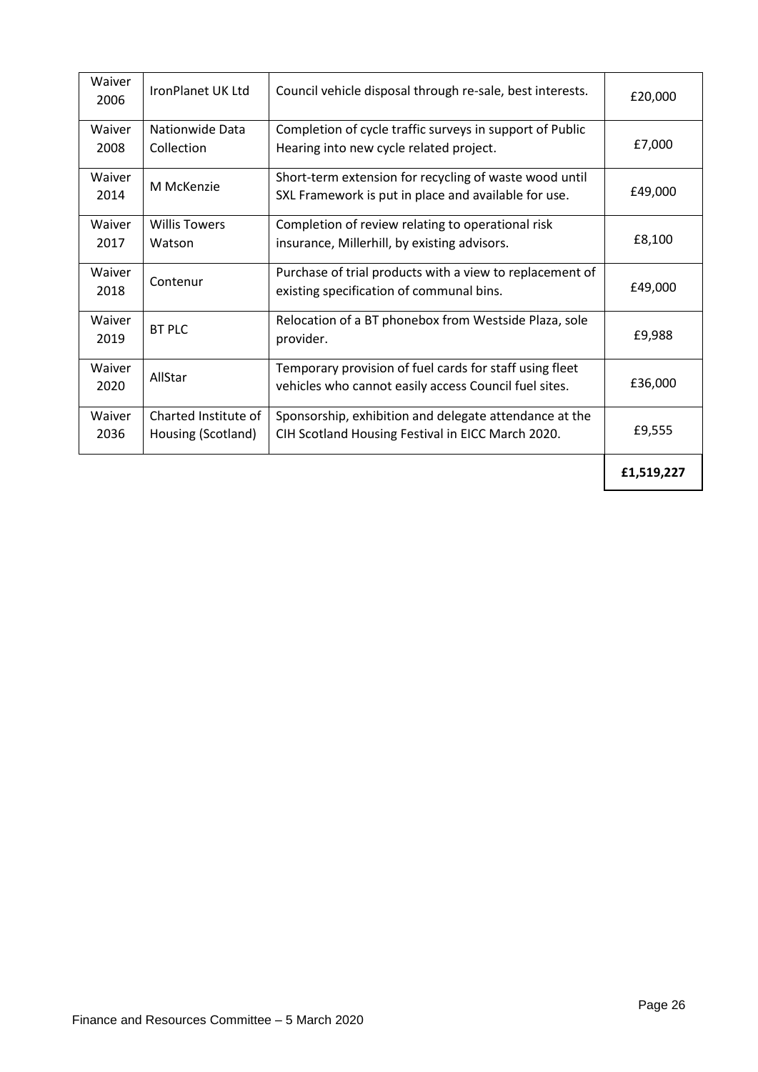| Waiver 2006 | IronPlanet UK Ltd | Council vehicle disposal through re-sale, best interests. | £20,000 |
|---|---|---|---|
| Waiver 2008 | Nationwide Data Collection | Completion of cycle traffic surveys in support of Public Hearing into new cycle related project. | £7,000 |
| Waiver 2014 | M McKenzie | Short-term extension for recycling of waste wood until SXL Framework is put in place and available for use. | £49,000 |
| Waiver 2017 | Willis Towers Watson | Completion of review relating to operational risk insurance, Millerhill, by existing advisors. | £8,100 |
| Waiver 2018 | Contenur | Purchase of trial products with a view to replacement of existing specification of communal bins. | £49,000 |
| Waiver 2019 | BT PLC | Relocation of a BT phonebox from Westside Plaza, sole provider. | £9,988 |
| Waiver 2020 | AllStar | Temporary provision of fuel cards for staff using fleet vehicles who cannot easily access Council fuel sites. | £36,000 |
| Waiver 2036 | Charted Institute of Housing (Scotland) | Sponsorship, exhibition and delegate attendance at the CIH Scotland Housing Festival in EICC March 2020. | £9,555 |
| | | | **£1,519,227** |

Finance and Resources Committee – 5 March 2020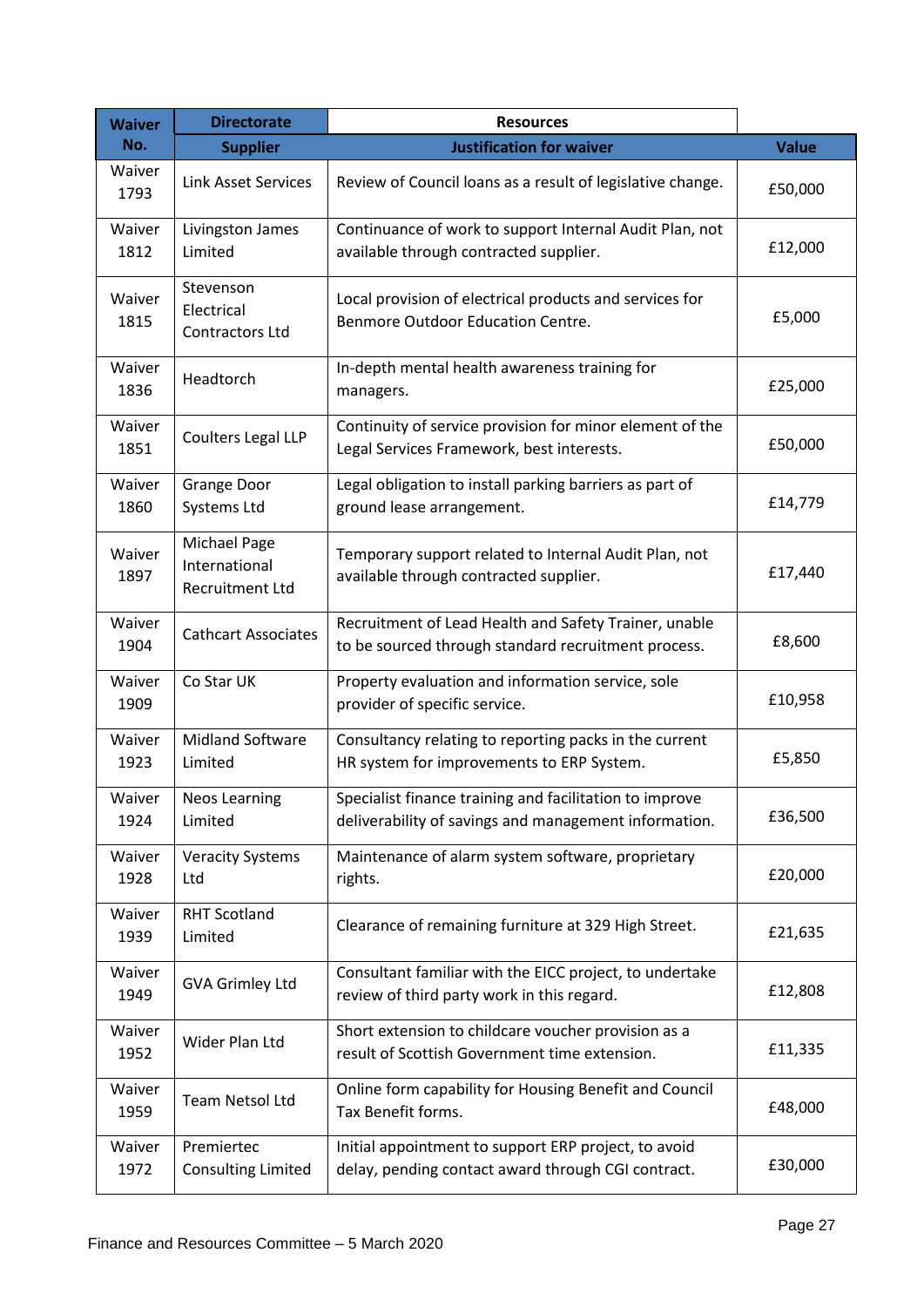| Waiver No. | Directorate | Resources | |
|---|---|---|---|
| | **Supplier** | **Justification for waiver** | **Value** |
| Waiver 1793 | Link Asset Services | Review of Council loans as a result of legislative change. | £50,000 |
| Waiver 1812 | Livingston James Limited | Continuance of work to support Internal Audit Plan, not available through contracted supplier. | £12,000 |
| Waiver 1815 | Stevenson Electrical Contractors Ltd | Local provision of electrical products and services for Benmore Outdoor Education Centre. | £5,000 |
| Waiver 1836 | Headtorch | In-depth mental health awareness training for managers. | £25,000 |
| Waiver 1851 | Coulters Legal LLP | Continuity of service provision for minor element of the Legal Services Framework, best interests. | £50,000 |
| Waiver 1860 | Grange Door Systems Ltd | Legal obligation to install parking barriers as part of ground lease arrangement. | £14,779 |
| Waiver 1897 | Michael Page International Recruitment Ltd | Temporary support related to Internal Audit Plan, not available through contracted supplier. | £17,440 |
| Waiver 1904 | Cathcart Associates | Recruitment of Lead Health and Safety Trainer, unable to be sourced through standard recruitment process. | £8,600 |
| Waiver 1909 | Co Star UK | Property evaluation and information service, sole provider of specific service. | £10,958 |
| Waiver 1923 | Midland Software Limited | Consultancy relating to reporting packs in the current HR system for improvements to ERP System. | £5,850 |
| Waiver 1924 | Neos Learning Limited | Specialist finance training and facilitation to improve deliverability of savings and management information. | £36,500 |
| Waiver 1928 | Veracity Systems Ltd | Maintenance of alarm system software, proprietary rights. | £20,000 |
| Waiver 1939 | RHT Scotland Limited | Clearance of remaining furniture at 329 High Street. | £21,635 |
| Waiver 1949 | GVA Grimley Ltd | Consultant familiar with the EICC project, to undertake review of third party work in this regard. | £12,808 |
| Waiver 1952 | Wider Plan Ltd | Short extension to childcare voucher provision as a result of Scottish Government time extension. | £11,335 |
| Waiver 1959 | Team Netsol Ltd | Online form capability for Housing Benefit and Council Tax Benefit forms. | £48,000 |
| Waiver 1972 | Premiertec Consulting Limited | Initial appointment to support ERP project, to avoid delay, pending contact award through CGI contract. | £30,000 |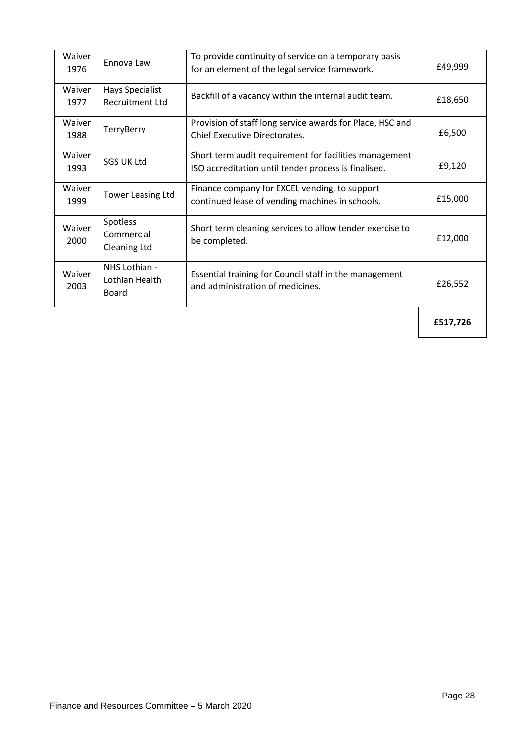| | | | |
|---|---|---|---|
| Waiver 1976 | Ennova Law | To provide continuity of service on a temporary basis for an element of the legal service framework. | £49,999 |
| Waiver 1977 | Hays Specialist Recruitment Ltd | Backfill of a vacancy within the internal audit team. | £18,650 |
| Waiver 1988 | TerryBerry | Provision of staff long service awards for Place, HSC and Chief Executive Directorates. | £6,500 |
| Waiver 1993 | SGS UK Ltd | Short term audit requirement for facilities management ISO accreditation until tender process is finalised. | £9,120 |
| Waiver 1999 | Tower Leasing Ltd | Finance company for EXCEL vending, to support continued lease of vending machines in schools. | £15,000 |
| Waiver 2000 | Spotless Commercial Cleaning Ltd | Short term cleaning services to allow tender exercise to be completed. | £12,000 |
| Waiver 2003 | NHS Lothian - Lothian Health Board | Essential training for Council staff in the management and administration of medicines. | £26,552 |
| | | | **£517,726** |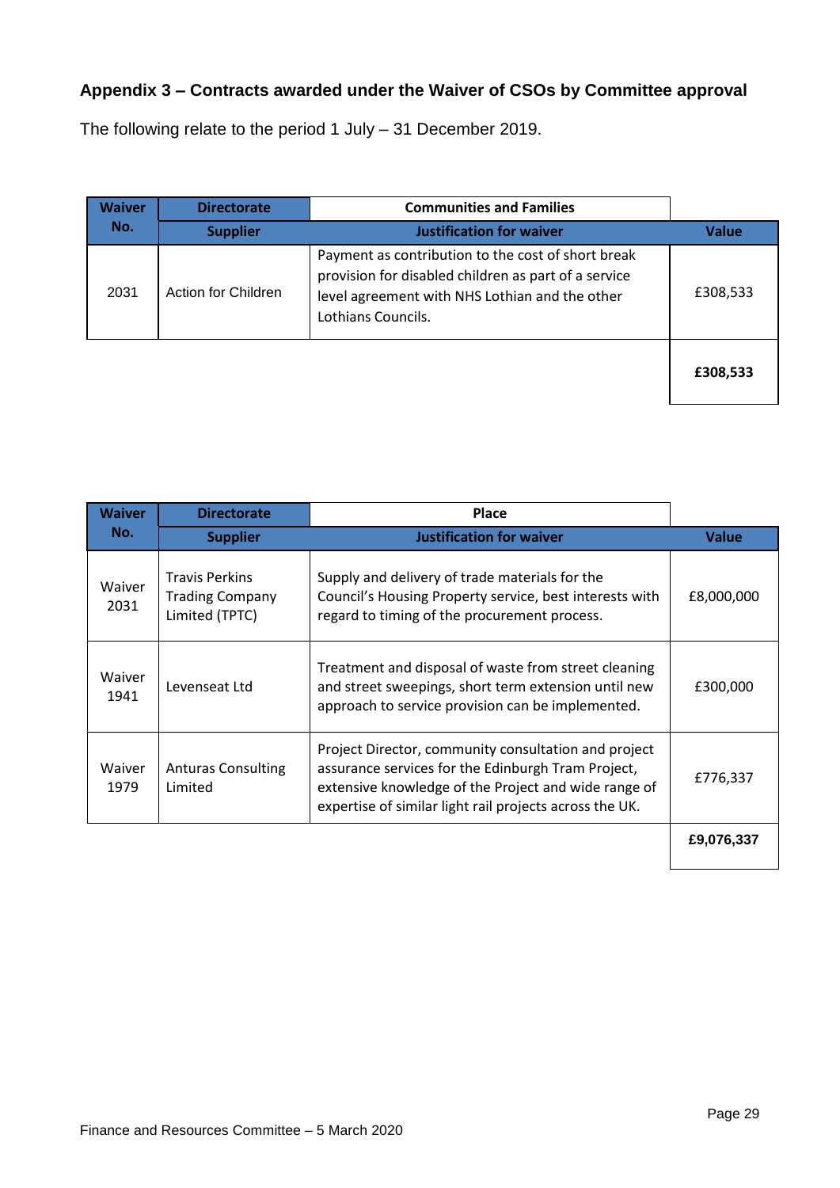## Appendix 3 – Contracts awarded under the Waiver of CSOs by Committee approval

The following relate to the period 1 July – 31 December 2019.

| Waiver No. | Directorate | Communities and Families | |
|---|---|---|---|
| | **Supplier** | **Justification for waiver** | **Value** |
| 2031 | Action for Children | Payment as contribution to the cost of short break provision for disabled children as part of a service level agreement with NHS Lothian and the other Lothians Councils. | £308,533 |
| | | | **£308,533** |

| Waiver No. | Directorate | Place | |
|---|---|---|---|
| | **Supplier** | **Justification for waiver** | **Value** |
| Waiver 2031 | Travis Perkins Trading Company Limited (TPTC) | Supply and delivery of trade materials for the Council's Housing Property service, best interests with regard to timing of the procurement process. | £8,000,000 |
| Waiver 1941 | Levenseat Ltd | Treatment and disposal of waste from street cleaning and street sweepings, short term extension until new approach to service provision can be implemented. | £300,000 |
| Waiver 1979 | Anturas Consulting Limited | Project Director, community consultation and project assurance services for the Edinburgh Tram Project, extensive knowledge of the Project and wide range of expertise of similar light rail projects across the UK. | £776,337 |
| | | | **£9,076,337** |

Finance and Resources Committee – 5 March 2020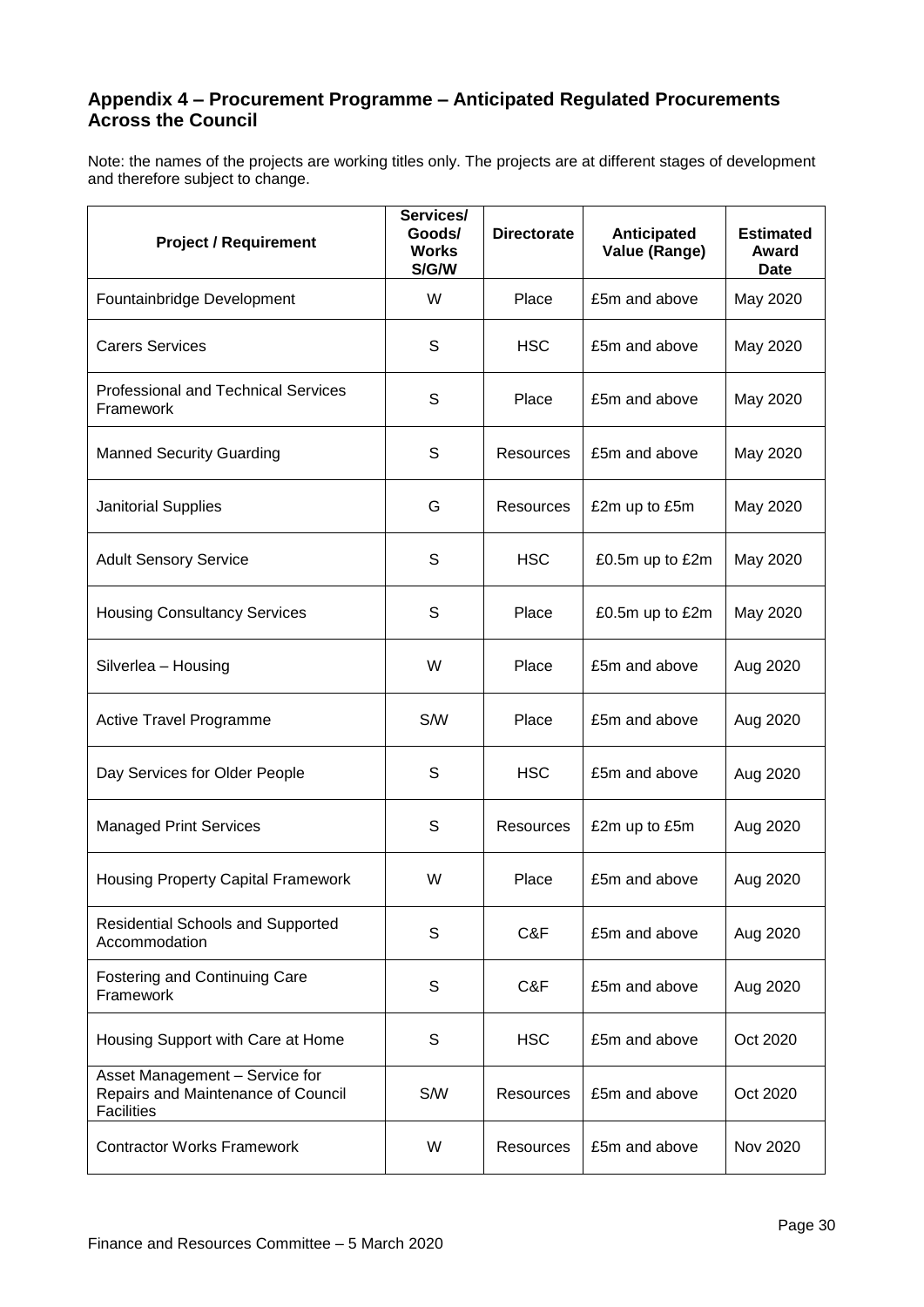## Appendix 4 – Procurement Programme – Anticipated Regulated Procurements Across the Council

Note: the names of the projects are working titles only. The projects are at different stages of development and therefore subject to change.

| Project / Requirement | Services/ Goods/ Works S/G/W | Directorate | Anticipated Value (Range) | Estimated Award Date |
|---|---|---|---|---|
| Fountainbridge Development | W | Place | £5m and above | May 2020 |
| Carers Services | S | HSC | £5m and above | May 2020 |
| Professional and Technical Services Framework | S | Place | £5m and above | May 2020 |
| Manned Security Guarding | S | Resources | £5m and above | May 2020 |
| Janitorial Supplies | G | Resources | £2m up to £5m | May 2020 |
| Adult Sensory Service | S | HSC | £0.5m up to £2m | May 2020 |
| Housing Consultancy Services | S | Place | £0.5m up to £2m | May 2020 |
| Silverlea – Housing | W | Place | £5m and above | Aug 2020 |
| Active Travel Programme | S/W | Place | £5m and above | Aug 2020 |
| Day Services for Older People | S | HSC | £5m and above | Aug 2020 |
| Managed Print Services | S | Resources | £2m up to £5m | Aug 2020 |
| Housing Property Capital Framework | W | Place | £5m and above | Aug 2020 |
| Residential Schools and Supported Accommodation | S | C&F | £5m and above | Aug 2020 |
| Fostering and Continuing Care Framework | S | C&F | £5m and above | Aug 2020 |
| Housing Support with Care at Home | S | HSC | £5m and above | Oct 2020 |
| Asset Management – Service for Repairs and Maintenance of Council Facilities | S/W | Resources | £5m and above | Oct 2020 |
| Contractor Works Framework | W | Resources | £5m and above | Nov 2020 |

Finance and Resources Committee – 5 March 2020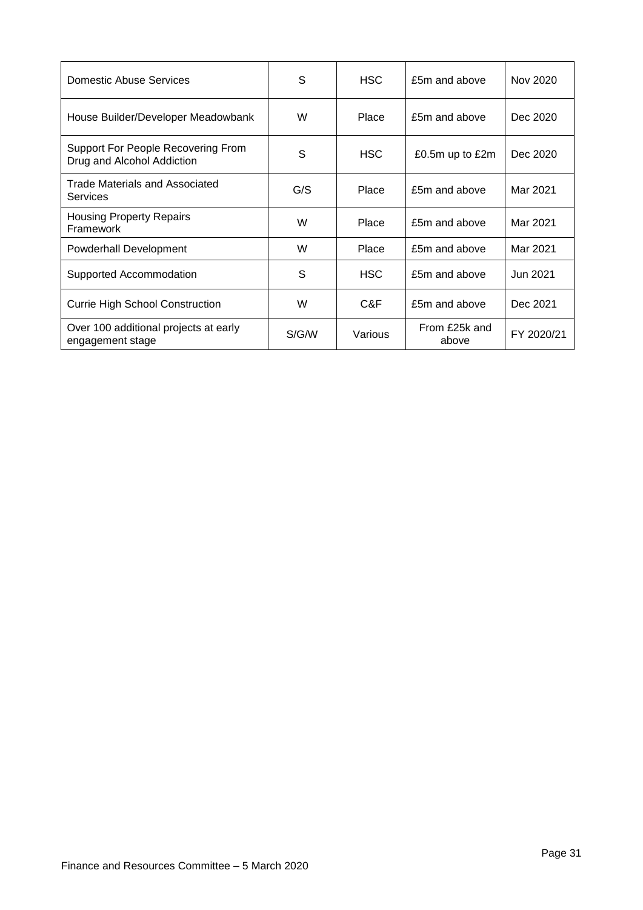| | | | | |
|---|---|---|---|---|
| Domestic Abuse Services | S | HSC | £5m and above | Nov 2020 |
| House Builder/Developer Meadowbank | W | Place | £5m and above | Dec 2020 |
| Support For People Recovering From Drug and Alcohol Addiction | S | HSC | £0.5m up to £2m | Dec 2020 |
| Trade Materials and Associated Services | G/S | Place | £5m and above | Mar 2021 |
| Housing Property Repairs Framework | W | Place | £5m and above | Mar 2021 |
| Powderhall Development | W | Place | £5m and above | Mar 2021 |
| Supported Accommodation | S | HSC | £5m and above | Jun 2021 |
| Currie High School Construction | W | C&F | £5m and above | Dec 2021 |
| Over 100 additional projects at early engagement stage | S/G/W | Various | From £25k and above | FY 2020/21 |